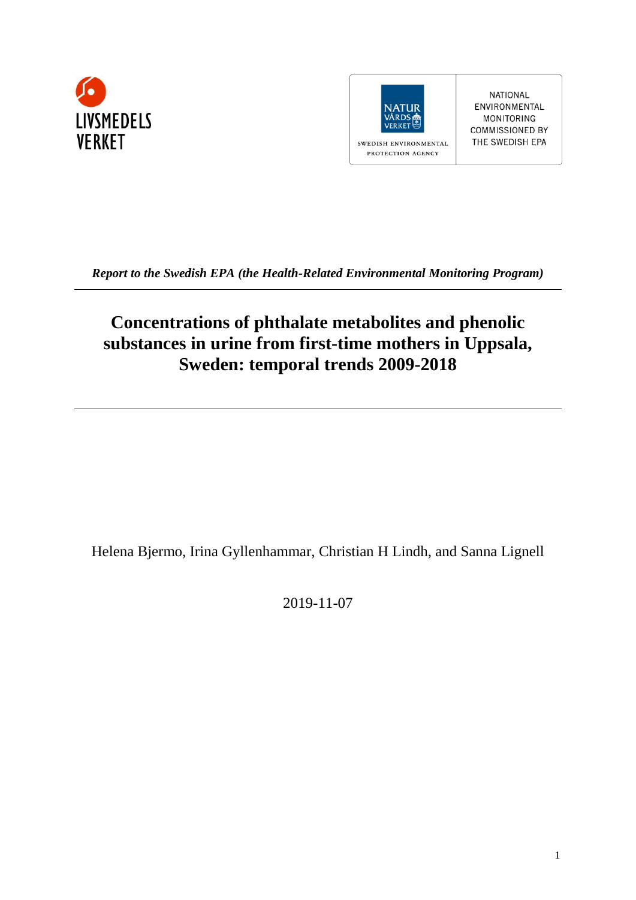LIVSMEDELS VERKET

NATUR VÅRDS VERKET

SWEDISH ENVIRONMENTAL PROTECTION AGENCY

NATIONAL ENVIRONMENTAL MONITORING COMMISSIONED BY THE SWEDISH EPA

***Report to the Swedish EPA (the Health-Related Environmental Monitoring Program)***

---

# Concentrations of phthalate metabolites and phenolic substances in urine from first-time mothers in Uppsala, Sweden: temporal trends 2009-2018

---

Helena Bjermo, Irina Gyllenhammar, Christian H Lindh, and Sanna Lignell

2019-11-07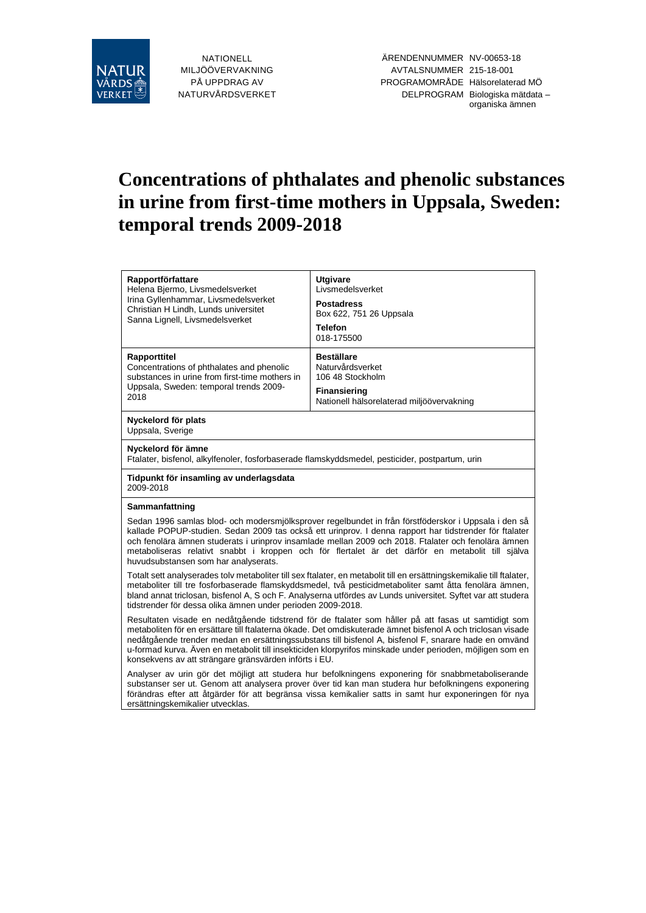NATIONELL MILJÖÖVERVAKNING PÅ UPPDRAG AV NATURVÅRDSVERKET

| | |
|---|---|
| ÄRENDENNUMMER | NV-00653-18 |
| AVTALSNUMMER | 215-18-001 |
| PROGRAMOMRÅDE | Hälsorelaterad MÖ |
| DELPROGRAM | Biologiska mätdata – organiska ämnen |

# Concentrations of phthalates and phenolic substances in urine from first-time mothers in Uppsala, Sweden: temporal trends 2009-2018

| | |
|---|---|
| **Rapportförfattare**<br>Helena Bjermo, Livsmedelsverket<br>Irina Gyllenhammar, Livsmedelsverket<br>Christian H Lindh, Lunds universitet<br>Sanna Lignell, Livsmedelsverket | **Utgivare**<br>Livsmedelsverket<br>**Postadress**<br>Box 622, 751 26 Uppsala<br>**Telefon**<br>018-175500 |
| **Rapporttitel**<br>Concentrations of phthalates and phenolic substances in urine from first-time mothers in Uppsala, Sweden: temporal trends 2009-2018 | **Beställare**<br>Naturvårdsverket<br>106 48 Stockholm<br>**Finansiering**<br>Nationell hälsorelaterad miljöövervakning |

**Nyckelord för plats**
Uppsala, Sverige

**Nyckelord för ämne**
Ftalater, bisfenol, alkylfenoler, fosforbaserade flamskyddsmedel, pesticider, postpartum, urin

**Tidpunkt för insamling av underlagsdata**
2009-2018

**Sammanfattning**

Sedan 1996 samlas blod- och modersmjölksprover regelbundet in från förstföderskor i Uppsala i den så kallade POPUP-studien. Sedan 2009 tas också ett urinprov. I denna rapport har tidstrender för ftalater och fenolära ämnen studerats i urinprov insamlade mellan 2009 och 2018. Ftalater och fenolära ämnen metaboliseras relativt snabbt i kroppen och för flertalet är det därför en metabolit till själva huvudsubstansen som har analyserats.

Totalt sett analyserades tolv metaboliter till sex ftalater, en metabolit till en ersättningskemikalie till ftalater, metaboliter till tre fosforbaserade flamskyddsmedel, två pesticidmetaboliter samt åtta fenolära ämnen, bland annat triclosan, bisfenol A, S och F. Analyserna utfördes av Lunds universitet. Syftet var att studera tidstrender för dessa olika ämnen under perioden 2009-2018.

Resultaten visade en nedåtgående tidstrend för de ftalater som håller på att fasas ut samtidigt som metaboliten för en ersättare till ftalaterna ökade. Det omdiskuterade ämnet bisfenol A och triclosan visade nedåtgående trender medan en ersättningssubstans till bisfenol A, bisfenol F, snarare hade en omvänd u-formad kurva. Även en metabolit till insekticiden klorpyrifos minskade under perioden, möjligen som en konsekvens av att strängare gränsvärden införts i EU.

Analyser av urin gör det möjligt att studera hur befolkningens exponering för snabbmetaboliserande substanser ser ut. Genom att analysera prover över tid kan man studera hur befolkningens exponering förändras efter att åtgärder för att begränsa vissa kemikalier satts in samt hur exponeringen för nya ersättningskemikalier utvecklas.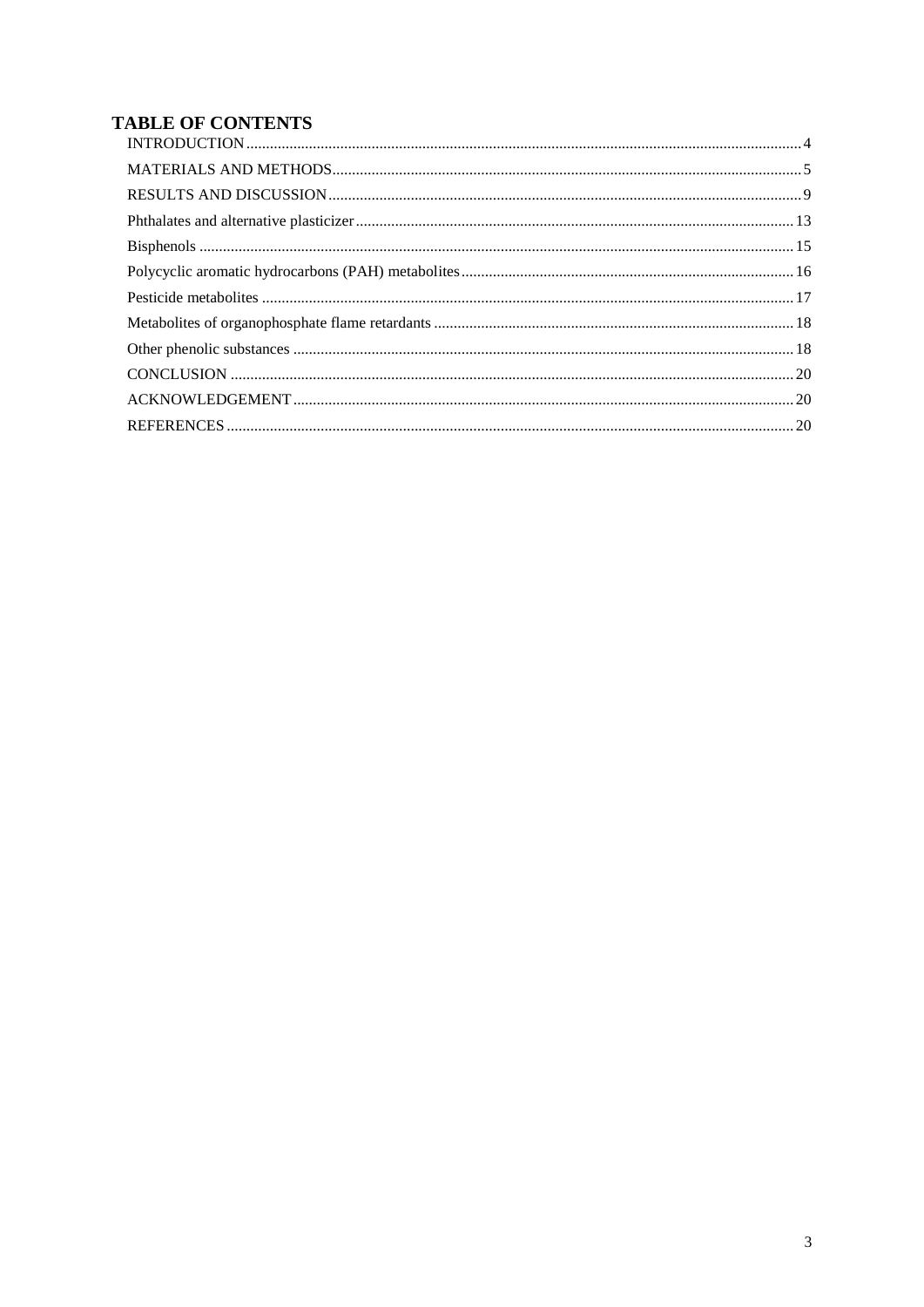# TABLE OF CONTENTS

INTRODUCTION ........................................................................................................................................ 4

MATERIALS AND METHODS ................................................................................................................ 5

RESULTS AND DISCUSSION ................................................................................................................ 9

Phthalates and alternative plasticizer ...................................................................................................... 13

Bisphenols ............................................................................................................................................... 15

Polycyclic aromatic hydrocarbons (PAH) metabolites ............................................................................ 16

Pesticide metabolites ............................................................................................................................... 17

Metabolites of organophosphate flame retardants ................................................................................... 18

Other phenolic substances ....................................................................................................................... 18

CONCLUSION ........................................................................................................................................ 20

ACKNOWLEDGEMENT ........................................................................................................................ 20

REFERENCES ......................................................................................................................................... 20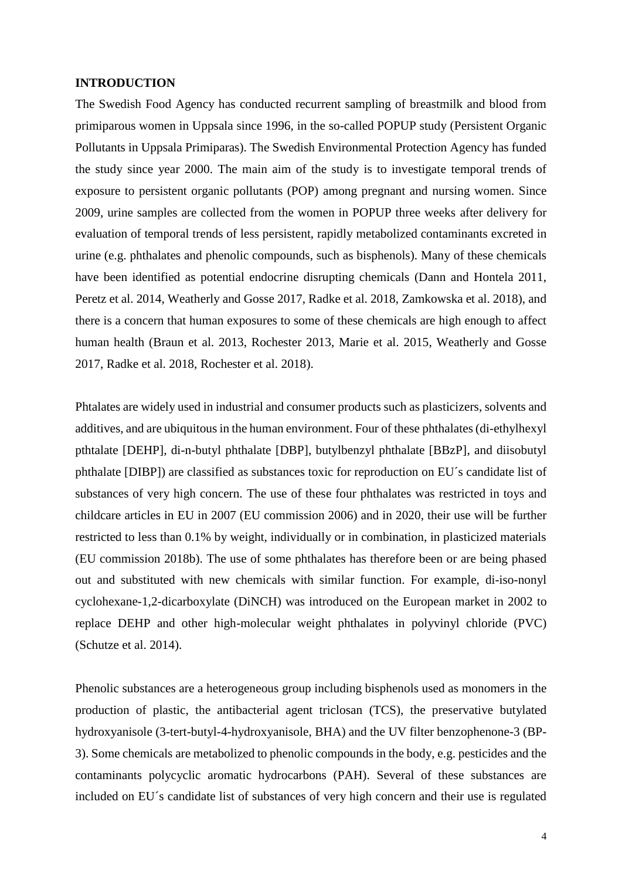## INTRODUCTION

The Swedish Food Agency has conducted recurrent sampling of breastmilk and blood from primiparous women in Uppsala since 1996, in the so-called POPUP study (Persistent Organic Pollutants in Uppsala Primiparas). The Swedish Environmental Protection Agency has funded the study since year 2000. The main aim of the study is to investigate temporal trends of exposure to persistent organic pollutants (POP) among pregnant and nursing women. Since 2009, urine samples are collected from the women in POPUP three weeks after delivery for evaluation of temporal trends of less persistent, rapidly metabolized contaminants excreted in urine (e.g. phthalates and phenolic compounds, such as bisphenols). Many of these chemicals have been identified as potential endocrine disrupting chemicals (Dann and Hontela 2011, Peretz et al. 2014, Weatherly and Gosse 2017, Radke et al. 2018, Zamkowska et al. 2018), and there is a concern that human exposures to some of these chemicals are high enough to affect human health (Braun et al. 2013, Rochester 2013, Marie et al. 2015, Weatherly and Gosse 2017, Radke et al. 2018, Rochester et al. 2018).

Phtalates are widely used in industrial and consumer products such as plasticizers, solvents and additives, and are ubiquitous in the human environment. Four of these phthalates (di-ethylhexyl pthtalate [DEHP], di-n-butyl phthalate [DBP], butylbenzyl phthalate [BBzP], and diisobutyl phthalate [DIBP]) are classified as substances toxic for reproduction on EU´s candidate list of substances of very high concern. The use of these four phthalates was restricted in toys and childcare articles in EU in 2007 (EU commission 2006) and in 2020, their use will be further restricted to less than 0.1% by weight, individually or in combination, in plasticized materials (EU commission 2018b). The use of some phthalates has therefore been or are being phased out and substituted with new chemicals with similar function. For example, di-iso-nonyl cyclohexane-1,2-dicarboxylate (DiNCH) was introduced on the European market in 2002 to replace DEHP and other high-molecular weight phthalates in polyvinyl chloride (PVC) (Schutze et al. 2014).

Phenolic substances are a heterogeneous group including bisphenols used as monomers in the production of plastic, the antibacterial agent triclosan (TCS), the preservative butylated hydroxyanisole (3-tert-butyl-4-hydroxyanisole, BHA) and the UV filter benzophenone-3 (BP-3). Some chemicals are metabolized to phenolic compounds in the body, e.g. pesticides and the contaminants polycyclic aromatic hydrocarbons (PAH). Several of these substances are included on EU´s candidate list of substances of very high concern and their use is regulated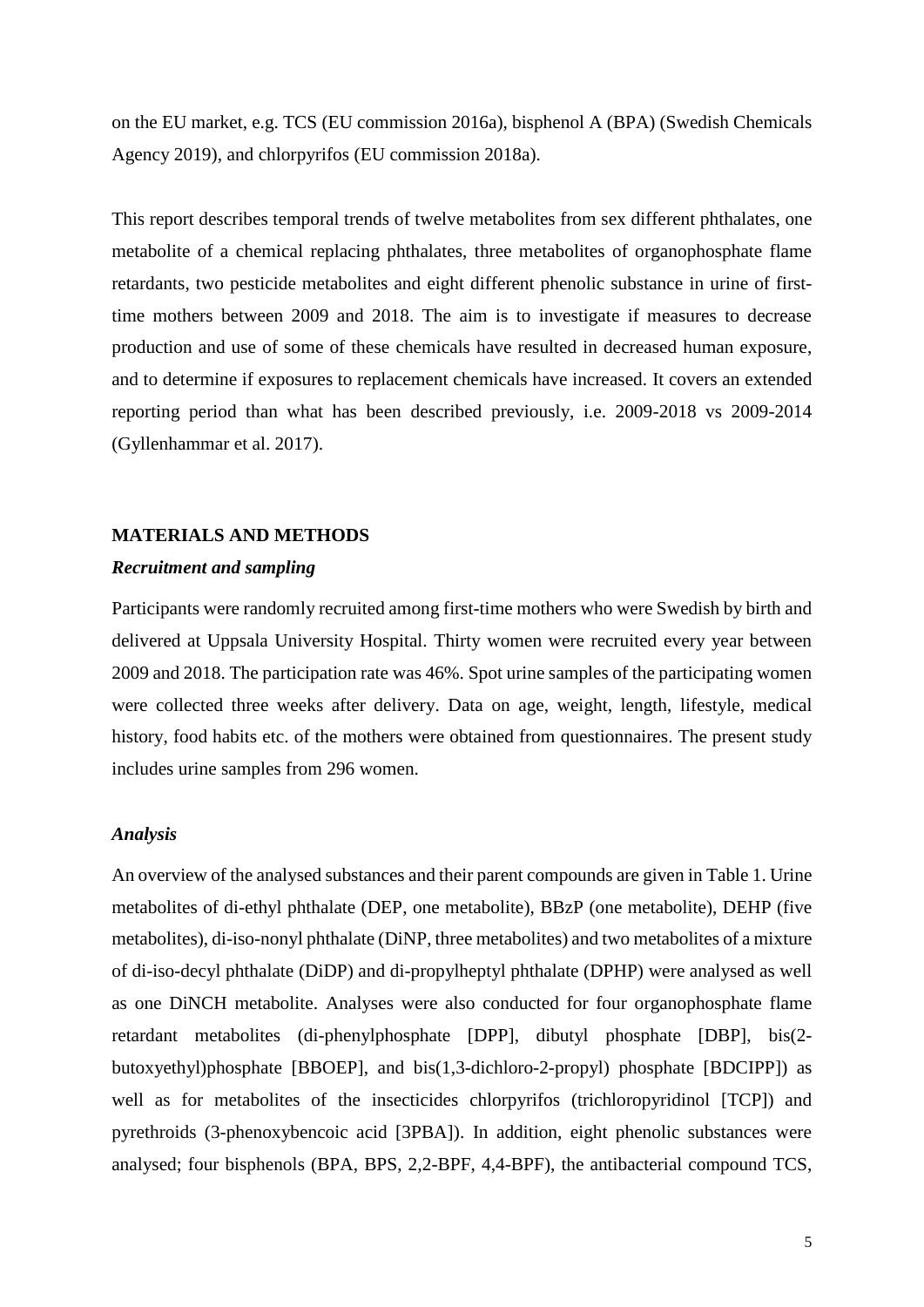on the EU market, e.g. TCS (EU commission 2016a), bisphenol A (BPA) (Swedish Chemicals Agency 2019), and chlorpyrifos (EU commission 2018a).

This report describes temporal trends of twelve metabolites from sex different phthalates, one metabolite of a chemical replacing phthalates, three metabolites of organophosphate flame retardants, two pesticide metabolites and eight different phenolic substance in urine of first-time mothers between 2009 and 2018. The aim is to investigate if measures to decrease production and use of some of these chemicals have resulted in decreased human exposure, and to determine if exposures to replacement chemicals have increased. It covers an extended reporting period than what has been described previously, i.e. 2009-2018 vs 2009-2014 (Gyllenhammar et al. 2017).

## MATERIALS AND METHODS

### *Recruitment and sampling*

Participants were randomly recruited among first-time mothers who were Swedish by birth and delivered at Uppsala University Hospital. Thirty women were recruited every year between 2009 and 2018. The participation rate was 46%. Spot urine samples of the participating women were collected three weeks after delivery. Data on age, weight, length, lifestyle, medical history, food habits etc. of the mothers were obtained from questionnaires. The present study includes urine samples from 296 women.

### *Analysis*

An overview of the analysed substances and their parent compounds are given in Table 1. Urine metabolites of di-ethyl phthalate (DEP, one metabolite), BBzP (one metabolite), DEHP (five metabolites), di-iso-nonyl phthalate (DiNP, three metabolites) and two metabolites of a mixture of di-iso-decyl phthalate (DiDP) and di-propylheptyl phthalate (DPHP) were analysed as well as one DiNCH metabolite. Analyses were also conducted for four organophosphate flame retardant metabolites (di-phenylphosphate [DPP], dibutyl phosphate [DBP], bis(2-butoxyethyl)phosphate [BBOEP], and bis(1,3-dichloro-2-propyl) phosphate [BDCIPP]) as well as for metabolites of the insecticides chlorpyrifos (trichloropyridinol [TCP]) and pyrethroids (3-phenoxybencoic acid [3PBA]). In addition, eight phenolic substances were analysed; four bisphenols (BPA, BPS, 2,2-BPF, 4,4-BPF), the antibacterial compound TCS,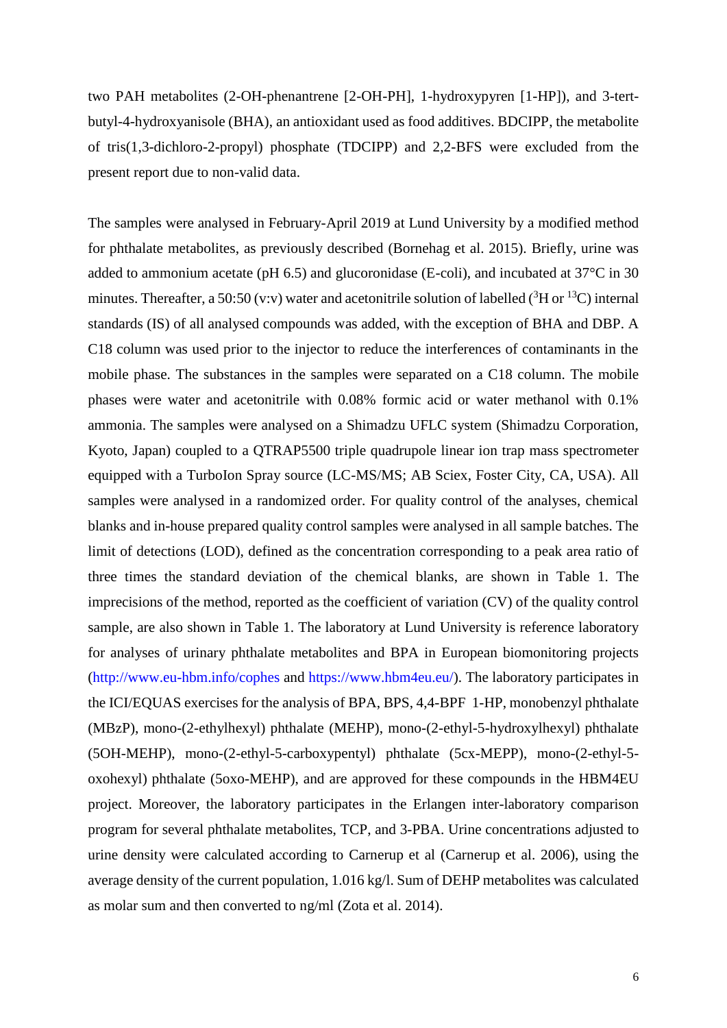two PAH metabolites (2-OH-phenantrene [2-OH-PH], 1-hydroxypyren [1-HP]), and 3-tert-butyl-4-hydroxyanisole (BHA), an antioxidant used as food additives. BDCIPP, the metabolite of tris(1,3-dichloro-2-propyl) phosphate (TDCIPP) and 2,2-BFS were excluded from the present report due to non-valid data.

The samples were analysed in February-April 2019 at Lund University by a modified method for phthalate metabolites, as previously described (Bornehag et al. 2015). Briefly, urine was added to ammonium acetate (pH 6.5) and glucoronidase (E-coli), and incubated at 37°C in 30 minutes. Thereafter, a 50:50 (v:v) water and acetonitrile solution of labelled ($^{3}$H or $^{13}$C) internal standards (IS) of all analysed compounds was added, with the exception of BHA and DBP. A C18 column was used prior to the injector to reduce the interferences of contaminants in the mobile phase. The substances in the samples were separated on a C18 column. The mobile phases were water and acetonitrile with 0.08% formic acid or water methanol with 0.1% ammonia. The samples were analysed on a Shimadzu UFLC system (Shimadzu Corporation, Kyoto, Japan) coupled to a QTRAP5500 triple quadrupole linear ion trap mass spectrometer equipped with a TurboIon Spray source (LC-MS/MS; AB Sciex, Foster City, CA, USA). All samples were analysed in a randomized order. For quality control of the analyses, chemical blanks and in-house prepared quality control samples were analysed in all sample batches. The limit of detections (LOD), defined as the concentration corresponding to a peak area ratio of three times the standard deviation of the chemical blanks, are shown in Table 1. The imprecisions of the method, reported as the coefficient of variation (CV) of the quality control sample, are also shown in Table 1. The laboratory at Lund University is reference laboratory for analyses of urinary phthalate metabolites and BPA in European biomonitoring projects (http://www.eu-hbm.info/cophes and https://www.hbm4eu.eu/). The laboratory participates in the ICI/EQUAS exercises for the analysis of BPA, BPS, 4,4-BPF 1-HP, monobenzyl phthalate (MBzP), mono-(2-ethylhexyl) phthalate (MEHP), mono-(2-ethyl-5-hydroxylhexyl) phthalate (5OH-MEHP), mono-(2-ethyl-5-carboxypentyl) phthalate (5cx-MEPP), mono-(2-ethyl-5-oxohexyl) phthalate (5oxo-MEHP), and are approved for these compounds in the HBM4EU project. Moreover, the laboratory participates in the Erlangen inter-laboratory comparison program for several phthalate metabolites, TCP, and 3-PBA. Urine concentrations adjusted to urine density were calculated according to Carnerup et al (Carnerup et al. 2006), using the average density of the current population, 1.016 kg/l. Sum of DEHP metabolites was calculated as molar sum and then converted to ng/ml (Zota et al. 2014).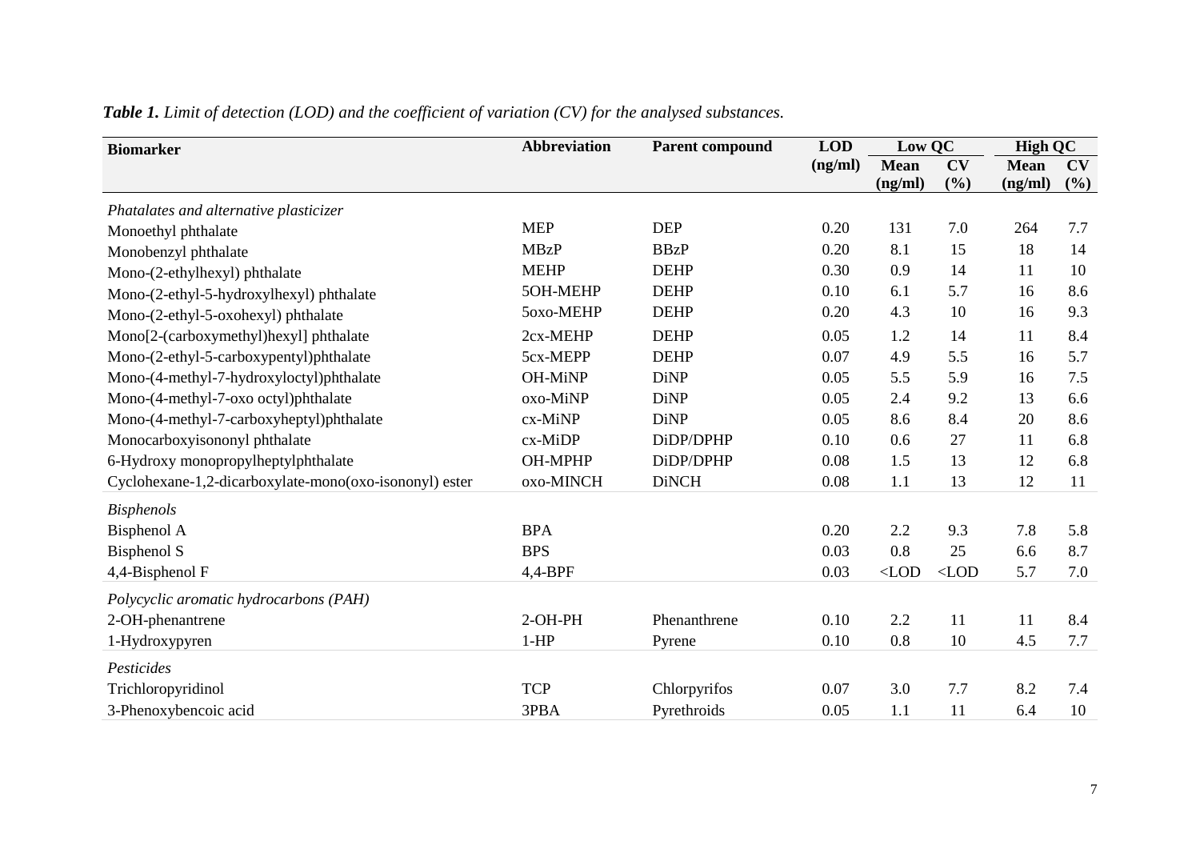***Table 1.*** *Limit of detection (LOD) and the coefficient of variation (CV) for the analysed substances.*

| Biomarker | Abbreviation | Parent compound | LOD (ng/ml) | Low QC | | High QC | |
|---|---|---|---|---|---|---|---|
| | | | | Mean (ng/ml) | CV (%) | Mean (ng/ml) | CV (%) |
| *Phatalates and alternative plasticizer* | | | | | | | |
| Monoethyl phthalate | MEP | DEP | 0.20 | 131 | 7.0 | 264 | 7.7 |
| Monobenzyl phthalate | MBzP | BBzP | 0.20 | 8.1 | 15 | 18 | 14 |
| Mono-(2-ethylhexyl) phthalate | MEHP | DEHP | 0.30 | 0.9 | 14 | 11 | 10 |
| Mono-(2-ethyl-5-hydroxylhexyl) phthalate | 5OH-MEHP | DEHP | 0.10 | 6.1 | 5.7 | 16 | 8.6 |
| Mono-(2-ethyl-5-oxohexyl) phthalate | 5oxo-MEHP | DEHP | 0.20 | 4.3 | 10 | 16 | 9.3 |
| Mono[2-(carboxymethyl)hexyl] phthalate | 2cx-MEHP | DEHP | 0.05 | 1.2 | 14 | 11 | 8.4 |
| Mono-(2-ethyl-5-carboxypentyl)phthalate | 5cx-MEPP | DEHP | 0.07 | 4.9 | 5.5 | 16 | 5.7 |
| Mono-(4-methyl-7-hydroxyloctyl)phthalate | OH-MiNP | DiNP | 0.05 | 5.5 | 5.9 | 16 | 7.5 |
| Mono-(4-methyl-7-oxo octyl)phthalate | oxo-MiNP | DiNP | 0.05 | 2.4 | 9.2 | 13 | 6.6 |
| Mono-(4-methyl-7-carboxyheptyl)phthalate | cx-MiNP | DiNP | 0.05 | 8.6 | 8.4 | 20 | 8.6 |
| Monocarboxyisononyl phthalate | cx-MiDP | DiDP/DPHP | 0.10 | 0.6 | 27 | 11 | 6.8 |
| 6-Hydroxy monopropylheptylphthalate | OH-MPHP | DiDP/DPHP | 0.08 | 1.5 | 13 | 12 | 6.8 |
| Cyclohexane-1,2-dicarboxylate-mono(oxo-isononyl) ester | oxo-MINCH | DiNCH | 0.08 | 1.1 | 13 | 12 | 11 |
| *Bisphenols* | | | | | | | |
| Bisphenol A | BPA | | 0.20 | 2.2 | 9.3 | 7.8 | 5.8 |
| Bisphenol S | BPS | | 0.03 | 0.8 | 25 | 6.6 | 8.7 |
| 4,4-Bisphenol F | 4,4-BPF | | 0.03 | <LOD | <LOD | 5.7 | 7.0 |
| *Polycyclic aromatic hydrocarbons (PAH)* | | | | | | | |
| 2-OH-phenantrene | 2-OH-PH | Phenanthrene | 0.10 | 2.2 | 11 | 11 | 8.4 |
| 1-Hydroxypyren | 1-HP | Pyrene | 0.10 | 0.8 | 10 | 4.5 | 7.7 |
| *Pesticides* | | | | | | | |
| Trichloropyridinol | TCP | Chlorpyrifos | 0.07 | 3.0 | 7.7 | 8.2 | 7.4 |
| 3-Phenoxybencoic acid | 3PBA | Pyrethroids | 0.05 | 1.1 | 11 | 6.4 | 10 |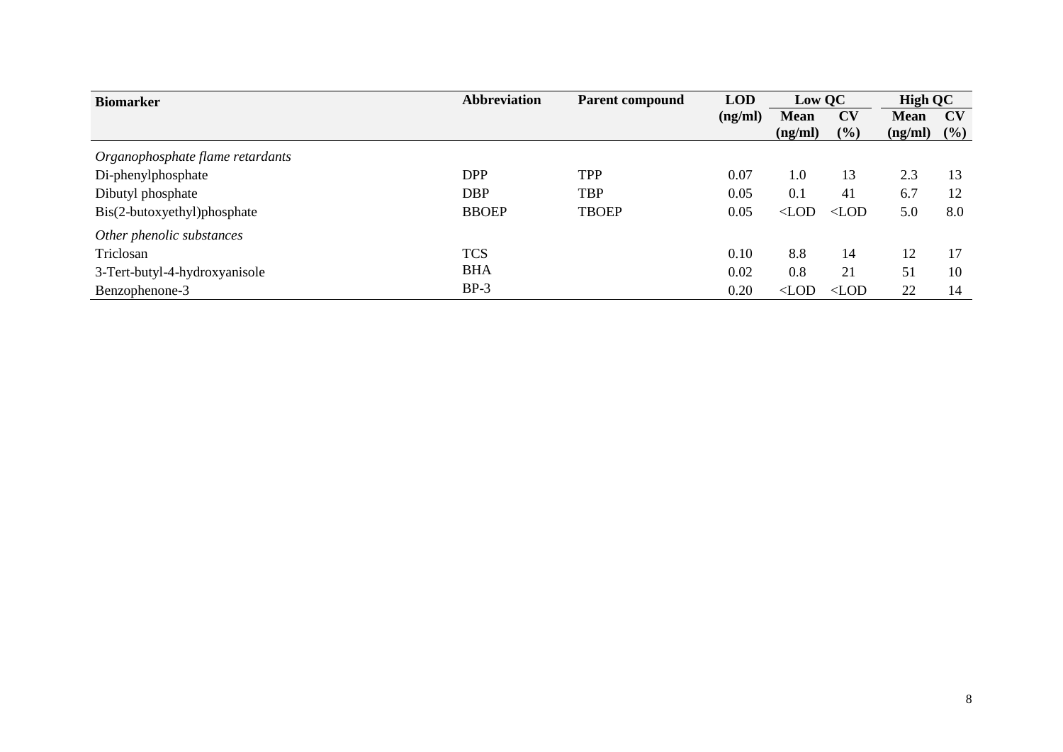| Biomarker | Abbreviation | Parent compound | LOD (ng/ml) | Low QC | | High QC | |
|---|---|---|---|---|---|---|---|
| | | | | Mean (ng/ml) | CV (%) | Mean (ng/ml) | CV (%) |
| *Organophosphate flame retardants* | | | | | | | |
| Di-phenylphosphate | DPP | TPP | 0.07 | 1.0 | 13 | 2.3 | 13 |
| Dibutyl phosphate | DBP | TBP | 0.05 | 0.1 | 41 | 6.7 | 12 |
| Bis(2-butoxyethyl)phosphate | BBOEP | TBOEP | 0.05 | <LOD | <LOD | 5.0 | 8.0 |
| *Other phenolic substances* | | | | | | | |
| Triclosan | TCS | | 0.10 | 8.8 | 14 | 12 | 17 |
| 3-Tert-butyl-4-hydroxyanisole | BHA | | 0.02 | 0.8 | 21 | 51 | 10 |
| Benzophenone-3 | BP-3 | | 0.20 | <LOD | <LOD | 22 | 14 |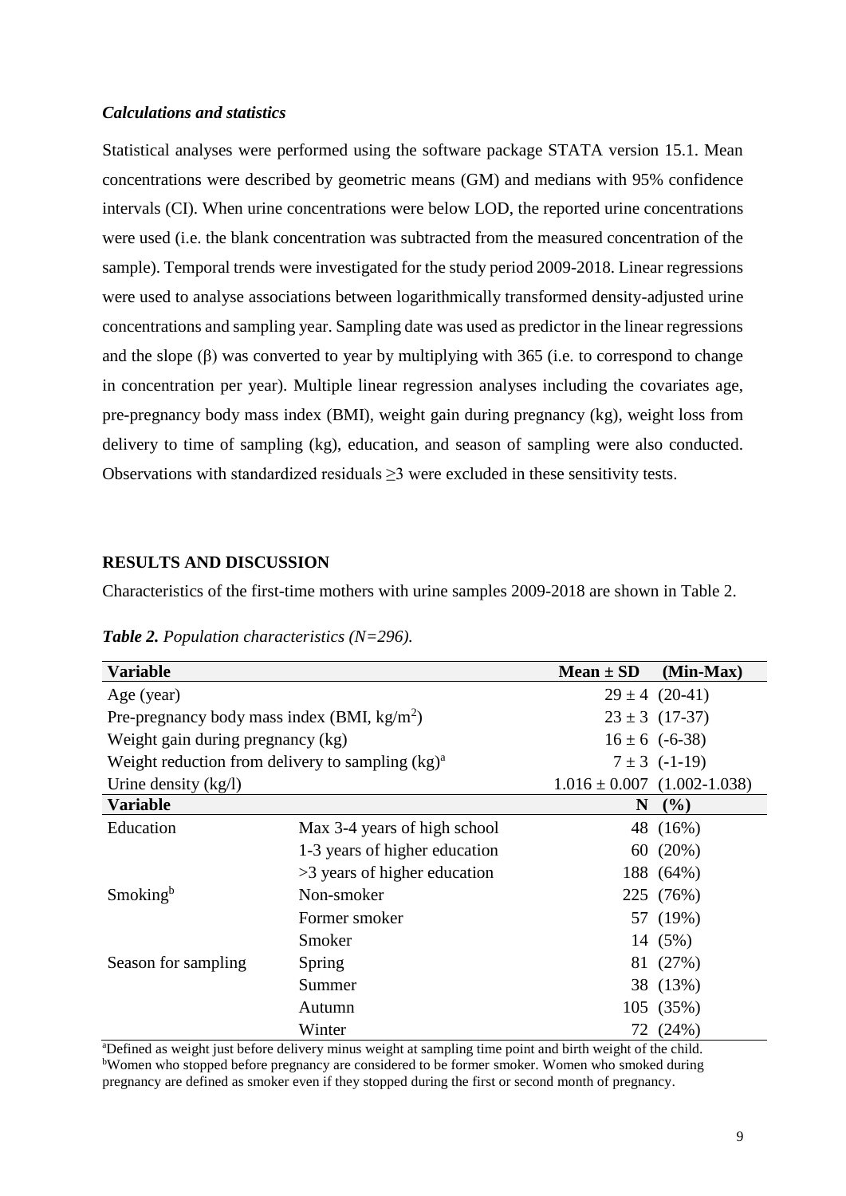### *Calculations and statistics*

Statistical analyses were performed using the software package STATA version 15.1. Mean concentrations were described by geometric means (GM) and medians with 95% confidence intervals (CI). When urine concentrations were below LOD, the reported urine concentrations were used (i.e. the blank concentration was subtracted from the measured concentration of the sample). Temporal trends were investigated for the study period 2009-2018. Linear regressions were used to analyse associations between logarithmically transformed density-adjusted urine concentrations and sampling year. Sampling date was used as predictor in the linear regressions and the slope (β) was converted to year by multiplying with 365 (i.e. to correspond to change in concentration per year). Multiple linear regression analyses including the covariates age, pre-pregnancy body mass index (BMI), weight gain during pregnancy (kg), weight loss from delivery to time of sampling (kg), education, and season of sampling were also conducted. Observations with standardized residuals ≥3 were excluded in these sensitivity tests.

## RESULTS AND DISCUSSION

Characteristics of the first-time mothers with urine samples 2009-2018 are shown in Table 2.

***Table 2.*** *Population characteristics (N=296).*

| **Variable** | | **Mean ± SD** | **(Min-Max)** |
|---|---|---|---|
| Age (year) | | 29 ± 4 | (20-41) |
| Pre-pregnancy body mass index (BMI, $kg/m^2$) | | 23 ± 3 | (17-37) |
| Weight gain during pregnancy (kg) | | 16 ± 6 | (-6-38) |
| Weight reduction from delivery to sampling (kg)[a] | | 7 ± 3 | (-1-19) |
| Urine density (kg/l) | | 1.016 ± 0.007 | (1.002-1.038) |
| **Variable** | | **N** | **(%)** |
| Education | Max 3-4 years of high school | 48 | (16%) |
| | 1-3 years of higher education | 60 | (20%) |
| | >3 years of higher education | 188 | (64%) |
| Smoking[b] | Non-smoker | 225 | (76%) |
| | Former smoker | 57 | (19%) |
| | Smoker | 14 | (5%) |
| Season for sampling | Spring | 81 | (27%) |
| | Summer | 38 | (13%) |
| | Autumn | 105 | (35%) |
| | Winter | 72 | (24%) |

[a]Defined as weight just before delivery minus weight at sampling time point and birth weight of the child.
[b]Women who stopped before pregnancy are considered to be former smoker. Women who smoked during pregnancy are defined as smoker even if they stopped during the first or second month of pregnancy.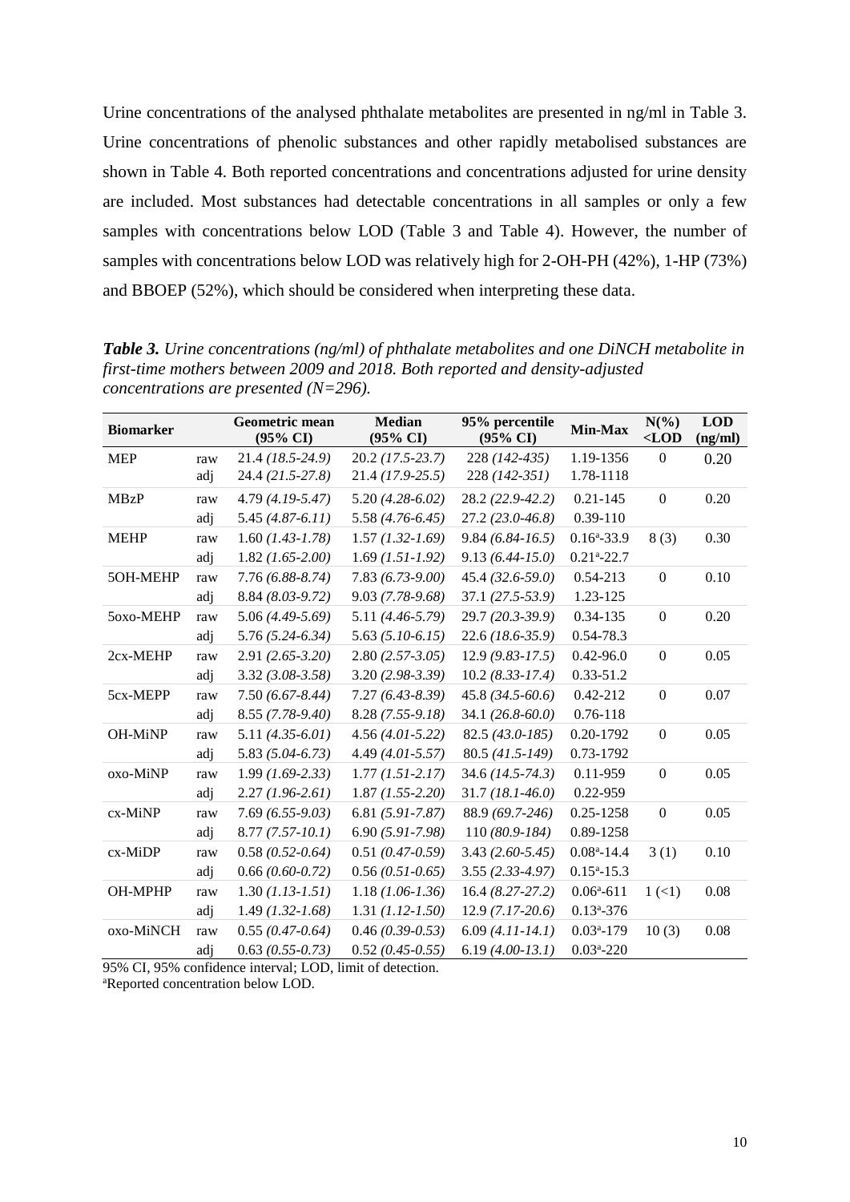Urine concentrations of the analysed phthalate metabolites are presented in ng/ml in Table 3. Urine concentrations of phenolic substances and other rapidly metabolised substances are shown in Table 4. Both reported concentrations and concentrations adjusted for urine density are included. Most substances had detectable concentrations in all samples or only a few samples with concentrations below LOD (Table 3 and Table 4). However, the number of samples with concentrations below LOD was relatively high for 2-OH-PH (42%), 1-HP (73%) and BBOEP (52%), which should be considered when interpreting these data.

***Table 3.*** *Urine concentrations (ng/ml) of phthalate metabolites and one DiNCH metabolite in first-time mothers between 2009 and 2018. Both reported and density-adjusted concentrations are presented (N=296).*

| Biomarker | | Geometric mean (95% CI) | Median (95% CI) | 95% percentile (95% CI) | Min-Max | N(%) <LOD | LOD (ng/ml) |
|---|---|---|---|---|---|---|---|
| MEP | raw | 21.4 *(18.5-24.9)* | 20.2 *(17.5-23.7)* | 228 *(142-435)* | 1.19-1356 | 0 | 0.20 |
| | adj | 24.4 *(21.5-27.8)* | 21.4 *(17.9-25.5)* | 228 *(142-351)* | 1.78-1118 | | |
| MBzP | raw | 4.79 *(4.19-5.47)* | 5.20 *(4.28-6.02)* | 28.2 *(22.9-42.2)* | 0.21-145 | 0 | 0.20 |
| | adj | 5.45 *(4.87-6.11)* | 5.58 *(4.76-6.45)* | 27.2 *(23.0-46.8)* | 0.39-110 | | |
| MEHP | raw | 1.60 *(1.43-1.78)* | 1.57 *(1.32-1.69)* | 9.84 *(6.84-16.5)* | 0.16[a]-33.9 | 8 (3) | 0.30 |
| | adj | 1.82 *(1.65-2.00)* | 1.69 *(1.51-1.92)* | 9.13 *(6.44-15.0)* | 0.21[a]-22.7 | | |
| 5OH-MEHP | raw | 7.76 *(6.88-8.74)* | 7.83 *(6.73-9.00)* | 45.4 *(32.6-59.0)* | 0.54-213 | 0 | 0.10 |
| | adj | 8.84 *(8.03-9.72)* | 9.03 *(7.78-9.68)* | 37.1 *(27.5-53.9)* | 1.23-125 | | |
| 5oxo-MEHP | raw | 5.06 *(4.49-5.69)* | 5.11 *(4.46-5.79)* | 29.7 *(20.3-39.9)* | 0.34-135 | 0 | 0.20 |
| | adj | 5.76 *(5.24-6.34)* | 5.63 *(5.10-6.15)* | 22.6 *(18.6-35.9)* | 0.54-78.3 | | |
| 2cx-MEHP | raw | 2.91 *(2.65-3.20)* | 2.80 *(2.57-3.05)* | 12.9 *(9.83-17.5)* | 0.42-96.0 | 0 | 0.05 |
| | adj | 3.32 *(3.08-3.58)* | 3.20 *(2.98-3.39)* | 10.2 *(8.33-17.4)* | 0.33-51.2 | | |
| 5cx-MEPP | raw | 7.50 *(6.67-8.44)* | 7.27 *(6.43-8.39)* | 45.8 *(34.5-60.6)* | 0.42-212 | 0 | 0.07 |
| | adj | 8.55 *(7.78-9.40)* | 8.28 *(7.55-9.18)* | 34.1 *(26.8-60.0)* | 0.76-118 | | |
| OH-MiNP | raw | 5.11 *(4.35-6.01)* | 4.56 *(4.01-5.22)* | 82.5 *(43.0-185)* | 0.20-1792 | 0 | 0.05 |
| | adj | 5.83 *(5.04-6.73)* | 4.49 *(4.01-5.57)* | 80.5 *(41.5-149)* | 0.73-1792 | | |
| oxo-MiNP | raw | 1.99 *(1.69-2.33)* | 1.77 *(1.51-2.17)* | 34.6 *(14.5-74.3)* | 0.11-959 | 0 | 0.05 |
| | adj | 2.27 *(1.96-2.61)* | 1.87 *(1.55-2.20)* | 31.7 *(18.1-46.0)* | 0.22-959 | | |
| cx-MiNP | raw | 7.69 *(6.55-9.03)* | 6.81 *(5.91-7.87)* | 88.9 *(69.7-246)* | 0.25-1258 | 0 | 0.05 |
| | adj | 8.77 *(7.57-10.1)* | 6.90 *(5.91-7.98)* | 110 *(80.9-184)* | 0.89-1258 | | |
| cx-MiDP | raw | 0.58 *(0.52-0.64)* | 0.51 *(0.47-0.59)* | 3.43 *(2.60-5.45)* | 0.08[a]-14.4 | 3 (1) | 0.10 |
| | adj | 0.66 *(0.60-0.72)* | 0.56 *(0.51-0.65)* | 3.55 *(2.33-4.97)* | 0.15[a]-15.3 | | |
| OH-MPHP | raw | 1.30 *(1.13-1.51)* | 1.18 *(1.06-1.36)* | 16.4 *(8.27-27.2)* | 0.06[a]-611 | 1 (<1) | 0.08 |
| | adj | 1.49 *(1.32-1.68)* | 1.31 *(1.12-1.50)* | 12.9 *(7.17-20.6)* | 0.13[a]-376 | | |
| oxo-MiNCH | raw | 0.55 *(0.47-0.64)* | 0.46 *(0.39-0.53)* | 6.09 *(4.11-14.1)* | 0.03[a]-179 | 10 (3) | 0.08 |
| | adj | 0.63 *(0.55-0.73)* | 0.52 *(0.45-0.55)* | 6.19 *(4.00-13.1)* | 0.03[a]-220 | | |

95% CI, 95% confidence interval; LOD, limit of detection.
[a]Reported concentration below LOD.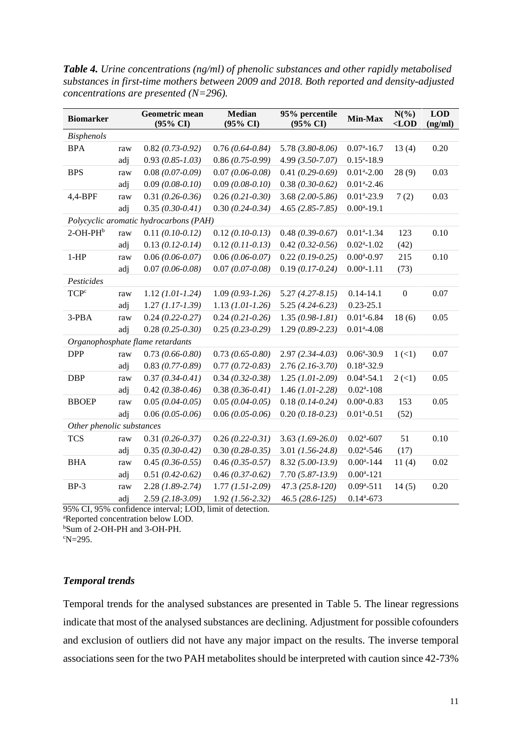***Table 4.*** *Urine concentrations (ng/ml) of phenolic substances and other rapidly metabolised substances in first-time mothers between 2009 and 2018. Both reported and density-adjusted concentrations are presented (N=296).*

| Biomarker | | Geometric mean (95% CI) | Median (95% CI) | 95% percentile (95% CI) | Min-Max | N(%) <LOD | LOD (ng/ml) |
|---|---|---|---|---|---|---|---|
| *Bisphenols* | | | | | | | |
| BPA | raw | 0.82 *(0.73-0.92)* | 0.76 *(0.64-0.84)* | 5.78 *(3.80-8.06)* | 0.07[a]-16.7 | 13 (4) | 0.20 |
| | adj | 0.93 *(0.85-1.03)* | 0.86 *(0.75-0.99)* | 4.99 *(3.50-7.07)* | 0.15[a]-18.9 | | |
| BPS | raw | 0.08 *(0.07-0.09)* | 0.07 *(0.06-0.08)* | 0.41 *(0.29-0.69)* | 0.01[a]-2.00 | 28 (9) | 0.03 |
| | adj | 0.09 *(0.08-0.10)* | 0.09 *(0.08-0.10)* | 0.38 *(0.30-0.62)* | 0.01[a]-2.46 | | |
| 4,4-BPF | raw | 0.31 *(0.26-0.36)* | 0.26 *(0.21-0.30)* | 3.68 *(2.00-5.86)* | 0.01[a]-23.9 | 7 (2) | 0.03 |
| | adj | 0.35 *(0.30-0.41)* | 0.30 *(0.24-0.34)* | 4.65 *(2.85-7.85)* | 0.00[a]-19.1 | | |
| *Polycyclic aromatic hydrocarbons (PAH)* | | | | | | | |
| 2-OH-PH[b] | raw | 0.11 *(0.10-0.12)* | 0.12 *(0.10-0.13)* | 0.48 *(0.39-0.67)* | 0.01[a]-1.34 | 123 (42) | 0.10 |
| | adj | 0.13 *(0.12-0.14)* | 0.12 *(0.11-0.13)* | 0.42 *(0.32-0.56)* | 0.02[a]-1.02 | | |
| 1-HP | raw | 0.06 *(0.06-0.07)* | 0.06 *(0.06-0.07)* | 0.22 *(0.19-0.25)* | 0.00[a]-0.97 | 215 (73) | 0.10 |
| | adj | 0.07 *(0.06-0.08)* | 0.07 *(0.07-0.08)* | 0.19 *(0.17-0.24)* | 0.00[a]-1.11 | | |
| *Pesticides* | | | | | | | |
| TCP[c] | raw | 1.12 *(1.01-1.24)* | 1.09 *(0.93-1.26)* | 5.27 *(4.27-8.15)* | 0.14-14.1 | 0 | 0.07 |
| | adj | 1.27 *(1.17-1.39)* | 1.13 *(1.01-1.26)* | 5.25 *(4.24-6.23)* | 0.23-25.1 | | |
| 3-PBA | raw | 0.24 *(0.22-0.27)* | 0.24 *(0.21-0.26)* | 1.35 *(0.98-1.81)* | 0.01[a]-6.84 | 18 (6) | 0.05 |
| | adj | 0.28 *(0.25-0.30)* | 0.25 *(0.23-0.29)* | 1.29 *(0.89-2.23)* | 0.01[a]-4.08 | | |
| *Organophosphate flame retardants* | | | | | | | |
| DPP | raw | 0.73 *(0.66-0.80)* | 0.73 *(0.65-0.80)* | 2.97 *(2.34-4.03)* | 0.06[a]-30.9 | 1 (<1) | 0.07 |
| | adj | 0.83 *(0.77-0.89)* | 0.77 *(0.72-0.83)* | 2.76 *(2.16-3.70)* | 0.18[a]-32.9 | | |
| DBP | raw | 0.37 *(0.34-0.41)* | 0.34 *(0.32-0.38)* | 1.25 *(1.01-2.09)* | 0.04[a]-54.1 | 2 (<1) | 0.05 |
| | adj | 0.42 *(0.38-0.46)* | 0.38 *(0.36-0.41)* | 1.46 *(1.01-2.28)* | 0.02[a]-108 | | |
| BBOEP | raw | 0.05 *(0.04-0.05)* | 0.05 *(0.04-0.05)* | 0.18 *(0.14-0.24)* | 0.00[a]-0.83 | 153 (52) | 0.05 |
| | adj | 0.06 *(0.05-0.06)* | 0.06 *(0.05-0.06)* | 0.20 *(0.18-0.23)* | 0.01[a]-0.51 | | |
| *Other phenolic substances* | | | | | | | |
| TCS | raw | 0.31 *(0.26-0.37)* | 0.26 *(0.22-0.31)* | 3.63 *(1.69-26.0)* | 0.02[a]-607 | 51 (17) | 0.10 |
| | adj | 0.35 *(0.30-0.42)* | 0.30 *(0.28-0.35)* | 3.01 *(1.56-24.8)* | 0.02[a]-546 | | |
| BHA | raw | 0.45 *(0.36-0.55)* | 0.46 *(0.35-0.57)* | 8.32 *(5.00-13.9)* | 0.00[a]-144 | 11 (4) | 0.02 |
| | adj | 0.51 *(0.42-0.62)* | 0.46 *(0.37-0.62)* | 7.70 *(5.87-13.9)* | 0.00[a]-121 | | |
| BP-3 | raw | 2.28 *(1.89-2.74)* | 1.77 *(1.51-2.09)* | 47.3 *(25.8-120)* | 0.09[a]-511 | 14 (5) | 0.20 |
| | adj | 2.59 *(2.18-3.09)* | 1.92 *(1.56-2.32)* | 46.5 *(28.6-125)* | 0.14[a]-673 | | |

95% CI, 95% confidence interval; LOD, limit of detection.
[a]Reported concentration below LOD.
[b]Sum of 2-OH-PH and 3-OH-PH.
[c]N=295.

### *Temporal trends*

Temporal trends for the analysed substances are presented in Table 5. The linear regressions indicate that most of the analysed substances are declining. Adjustment for possible cofounders and exclusion of outliers did not have any major impact on the results. The inverse temporal associations seen for the two PAH metabolites should be interpreted with caution since 42-73%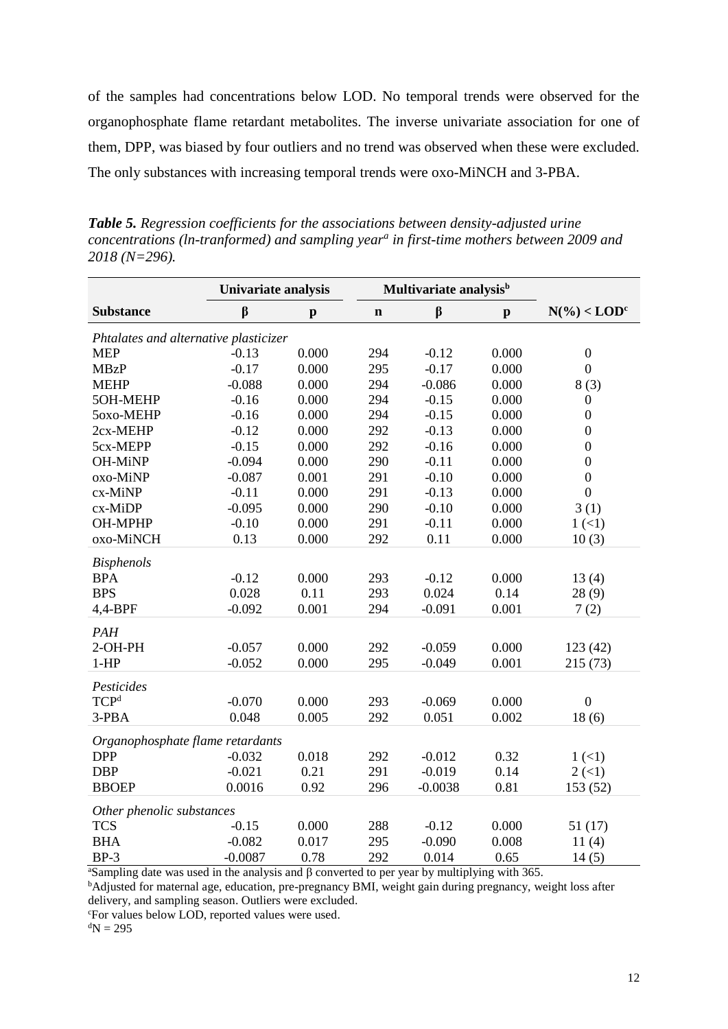of the samples had concentrations below LOD. No temporal trends were observed for the organophosphate flame retardant metabolites. The inverse univariate association for one of them, DPP, was biased by four outliers and no trend was observed when these were excluded. The only substances with increasing temporal trends were oxo-MiNCH and 3-PBA.

***Table 5.*** *Regression coefficients for the associations between density-adjusted urine concentrations (ln-tranformed) and sampling year[a] in first-time mothers between 2009 and 2018 (N=296).*

| | Univariate analysis | | Multivariate analysis[b] | | | |
|---|---|---|---|---|---|---|
| **Substance** | **β** | **p** | **n** | **β** | **p** | **N(%) < LOD[c]** |
| *Phtalates and alternative plasticizer* | | | | | | |
| MEP | -0.13 | 0.000 | 294 | -0.12 | 0.000 | 0 |
| MBzP | -0.17 | 0.000 | 295 | -0.17 | 0.000 | 0 |
| MEHP | -0.088 | 0.000 | 294 | -0.086 | 0.000 | 8 (3) |
| 5OH-MEHP | -0.16 | 0.000 | 294 | -0.15 | 0.000 | 0 |
| 5oxo-MEHP | -0.16 | 0.000 | 294 | -0.15 | 0.000 | 0 |
| 2cx-MEHP | -0.12 | 0.000 | 292 | -0.13 | 0.000 | 0 |
| 5cx-MEPP | -0.15 | 0.000 | 292 | -0.16 | 0.000 | 0 |
| OH-MiNP | -0.094 | 0.000 | 290 | -0.11 | 0.000 | 0 |
| oxo-MiNP | -0.087 | 0.001 | 291 | -0.10 | 0.000 | 0 |
| cx-MiNP | -0.11 | 0.000 | 291 | -0.13 | 0.000 | 0 |
| cx-MiDP | -0.095 | 0.000 | 290 | -0.10 | 0.000 | 3 (1) |
| OH-MPHP | -0.10 | 0.000 | 291 | -0.11 | 0.000 | 1 (<1) |
| oxo-MiNCH | 0.13 | 0.000 | 292 | 0.11 | 0.000 | 10 (3) |
| *Bisphenols* | | | | | | |
| BPA | -0.12 | 0.000 | 293 | -0.12 | 0.000 | 13 (4) |
| BPS | 0.028 | 0.11 | 293 | 0.024 | 0.14 | 28 (9) |
| 4,4-BPF | -0.092 | 0.001 | 294 | -0.091 | 0.001 | 7 (2) |
| *PAH* | | | | | | |
| 2-OH-PH | -0.057 | 0.000 | 292 | -0.059 | 0.000 | 123 (42) |
| 1-HP | -0.052 | 0.000 | 295 | -0.049 | 0.001 | 215 (73) |
| *Pesticides* | | | | | | |
| TCP[d] | -0.070 | 0.000 | 293 | -0.069 | 0.000 | 0 |
| 3-PBA | 0.048 | 0.005 | 292 | 0.051 | 0.002 | 18 (6) |
| *Organophosphate flame retardants* | | | | | | |
| DPP | -0.032 | 0.018 | 292 | -0.012 | 0.32 | 1 (<1) |
| DBP | -0.021 | 0.21 | 291 | -0.019 | 0.14 | 2 (<1) |
| BBOEP | 0.0016 | 0.92 | 296 | -0.0038 | 0.81 | 153 (52) |
| *Other phenolic substances* | | | | | | |
| TCS | -0.15 | 0.000 | 288 | -0.12 | 0.000 | 51 (17) |
| BHA | -0.082 | 0.017 | 295 | -0.090 | 0.008 | 11 (4) |
| BP-3 | -0.0087 | 0.78 | 292 | 0.014 | 0.65 | 14 (5) |

[a]Sampling date was used in the analysis and β converted to per year by multiplying with 365.
[b]Adjusted for maternal age, education, pre-pregnancy BMI, weight gain during pregnancy, weight loss after delivery, and sampling season. Outliers were excluded.
[c]For values below LOD, reported values were used.
[d]N = 295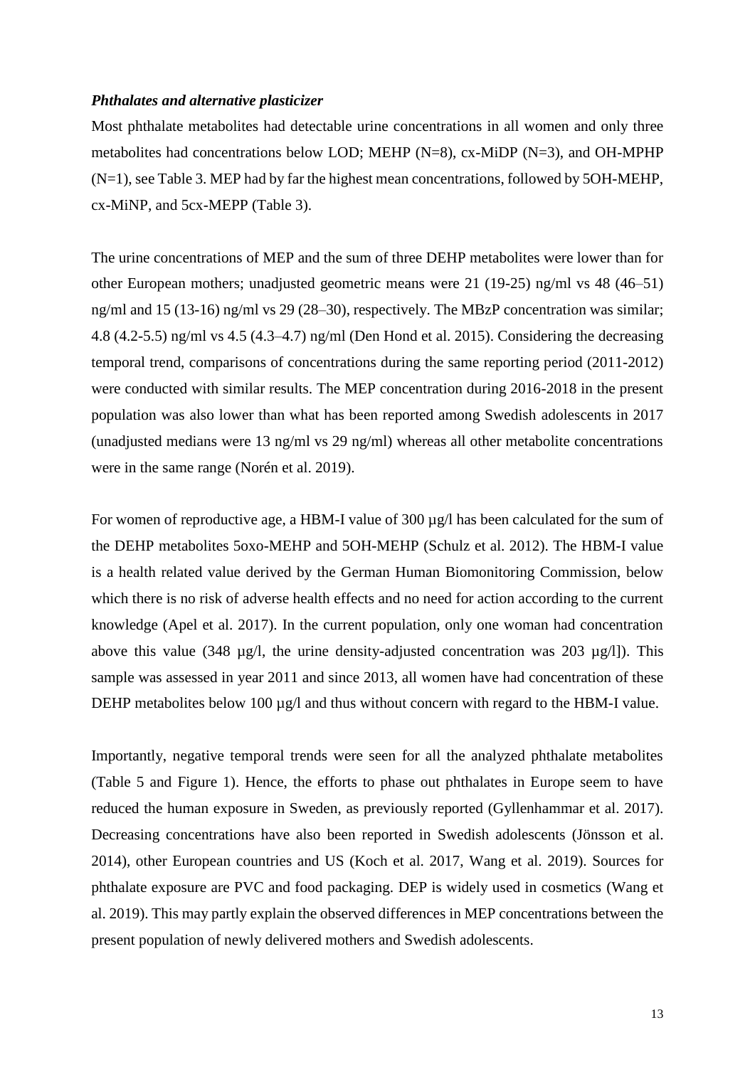### *Phthalates and alternative plasticizer*

Most phthalate metabolites had detectable urine concentrations in all women and only three metabolites had concentrations below LOD; MEHP (N=8), cx-MiDP (N=3), and OH-MPHP (N=1), see Table 3. MEP had by far the highest mean concentrations, followed by 5OH-MEHP, cx-MiNP, and 5cx-MEPP (Table 3).

The urine concentrations of MEP and the sum of three DEHP metabolites were lower than for other European mothers; unadjusted geometric means were 21 (19-25) ng/ml vs 48 (46–51) ng/ml and 15 (13-16) ng/ml vs 29 (28–30), respectively. The MBzP concentration was similar; 4.8 (4.2-5.5) ng/ml vs 4.5 (4.3–4.7) ng/ml (Den Hond et al. 2015). Considering the decreasing temporal trend, comparisons of concentrations during the same reporting period (2011-2012) were conducted with similar results. The MEP concentration during 2016-2018 in the present population was also lower than what has been reported among Swedish adolescents in 2017 (unadjusted medians were 13 ng/ml vs 29 ng/ml) whereas all other metabolite concentrations were in the same range (Norén et al. 2019).

For women of reproductive age, a HBM-I value of 300 µg/l has been calculated for the sum of the DEHP metabolites 5oxo-MEHP and 5OH-MEHP (Schulz et al. 2012). The HBM-I value is a health related value derived by the German Human Biomonitoring Commission, below which there is no risk of adverse health effects and no need for action according to the current knowledge (Apel et al. 2017). In the current population, only one woman had concentration above this value (348 µg/l, the urine density-adjusted concentration was 203 µg/l]). This sample was assessed in year 2011 and since 2013, all women have had concentration of these DEHP metabolites below 100 µg/l and thus without concern with regard to the HBM-I value.

Importantly, negative temporal trends were seen for all the analyzed phthalate metabolites (Table 5 and Figure 1). Hence, the efforts to phase out phthalates in Europe seem to have reduced the human exposure in Sweden, as previously reported (Gyllenhammar et al. 2017). Decreasing concentrations have also been reported in Swedish adolescents (Jönsson et al. 2014), other European countries and US (Koch et al. 2017, Wang et al. 2019). Sources for phthalate exposure are PVC and food packaging. DEP is widely used in cosmetics (Wang et al. 2019). This may partly explain the observed differences in MEP concentrations between the present population of newly delivered mothers and Swedish adolescents.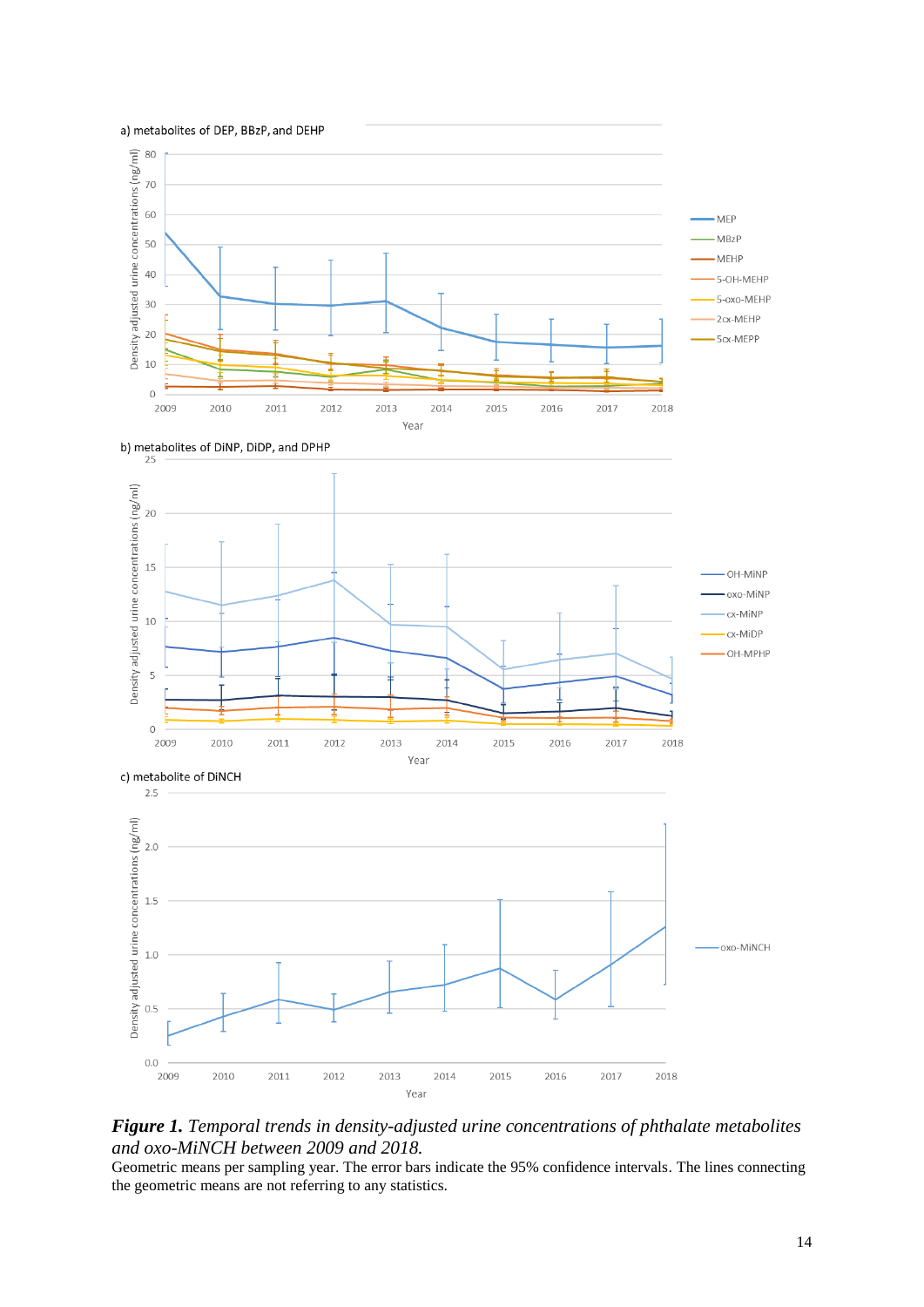***Figure 1.*** *Temporal trends in density-adjusted urine concentrations of phthalate metabolites and oxo-MiNCH between 2009 and 2018.*
Geometric means per sampling year. The error bars indicate the 95% confidence intervals. The lines connecting the geometric means are not referring to any statistics.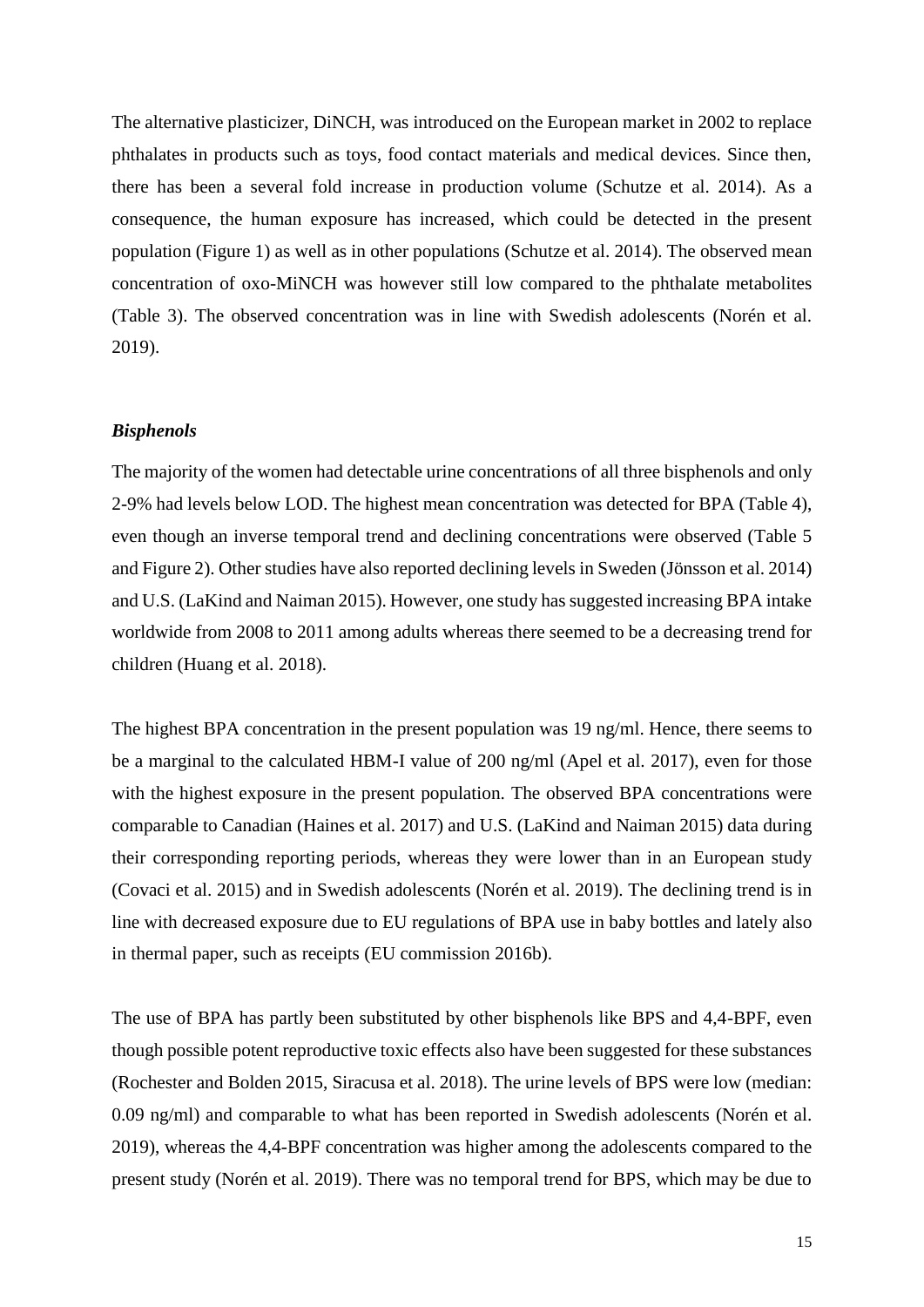The alternative plasticizer, DiNCH, was introduced on the European market in 2002 to replace phthalates in products such as toys, food contact materials and medical devices. Since then, there has been a several fold increase in production volume (Schutze et al. 2014). As a consequence, the human exposure has increased, which could be detected in the present population (Figure 1) as well as in other populations (Schutze et al. 2014). The observed mean concentration of oxo-MiNCH was however still low compared to the phthalate metabolites (Table 3). The observed concentration was in line with Swedish adolescents (Norén et al. 2019).

### *Bisphenols*

The majority of the women had detectable urine concentrations of all three bisphenols and only 2-9% had levels below LOD. The highest mean concentration was detected for BPA (Table 4), even though an inverse temporal trend and declining concentrations were observed (Table 5 and Figure 2). Other studies have also reported declining levels in Sweden (Jönsson et al. 2014) and U.S. (LaKind and Naiman 2015). However, one study has suggested increasing BPA intake worldwide from 2008 to 2011 among adults whereas there seemed to be a decreasing trend for children (Huang et al. 2018).

The highest BPA concentration in the present population was 19 ng/ml. Hence, there seems to be a marginal to the calculated HBM-I value of 200 ng/ml (Apel et al. 2017), even for those with the highest exposure in the present population. The observed BPA concentrations were comparable to Canadian (Haines et al. 2017) and U.S. (LaKind and Naiman 2015) data during their corresponding reporting periods, whereas they were lower than in an European study (Covaci et al. 2015) and in Swedish adolescents (Norén et al. 2019). The declining trend is in line with decreased exposure due to EU regulations of BPA use in baby bottles and lately also in thermal paper, such as receipts (EU commission 2016b).

The use of BPA has partly been substituted by other bisphenols like BPS and 4,4-BPF, even though possible potent reproductive toxic effects also have been suggested for these substances (Rochester and Bolden 2015, Siracusa et al. 2018). The urine levels of BPS were low (median: 0.09 ng/ml) and comparable to what has been reported in Swedish adolescents (Norén et al. 2019), whereas the 4,4-BPF concentration was higher among the adolescents compared to the present study (Norén et al. 2019). There was no temporal trend for BPS, which may be due to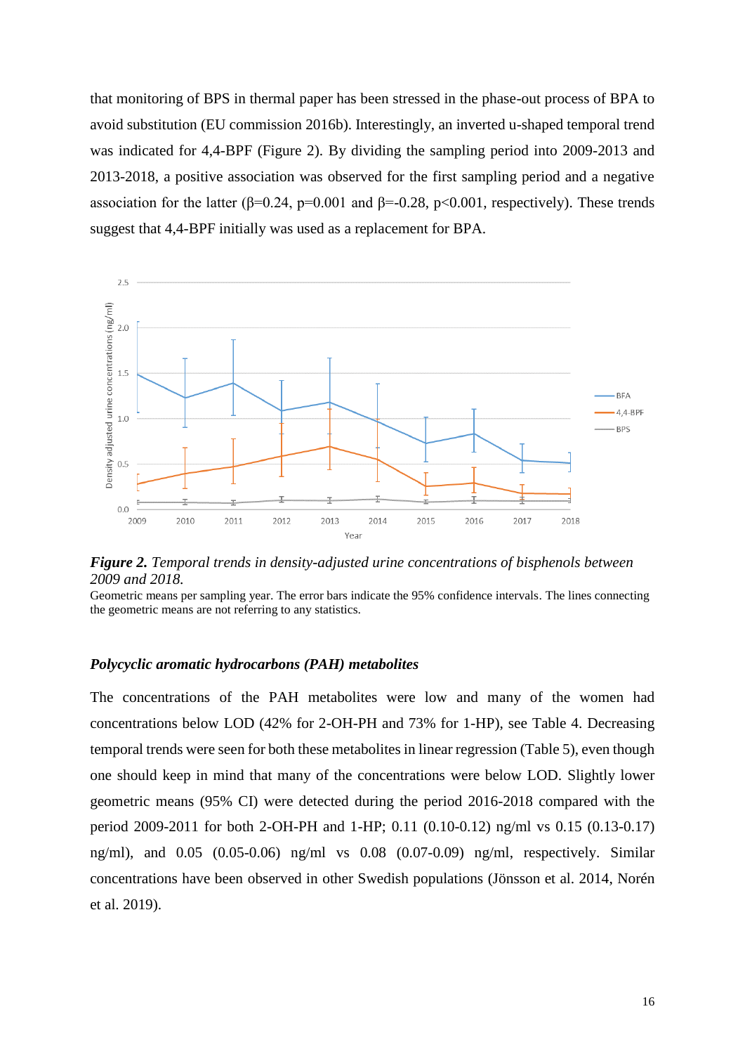that monitoring of BPS in thermal paper has been stressed in the phase-out process of BPA to avoid substitution (EU commission 2016b). Interestingly, an inverted u-shaped temporal trend was indicated for 4,4-BPF (Figure 2). By dividing the sampling period into 2009-2013 and 2013-2018, a positive association was observed for the first sampling period and a negative association for the latter (β=0.24, p=0.001 and β=-0.28, p<0.001, respectively). These trends suggest that 4,4-BPF initially was used as a replacement for BPA.

***Figure 2.*** *Temporal trends in density-adjusted urine concentrations of bisphenols between 2009 and 2018.*

Geometric means per sampling year. The error bars indicate the 95% confidence intervals. The lines connecting the geometric means are not referring to any statistics.

### *Polycyclic aromatic hydrocarbons (PAH) metabolites*

The concentrations of the PAH metabolites were low and many of the women had concentrations below LOD (42% for 2-OH-PH and 73% for 1-HP), see Table 4. Decreasing temporal trends were seen for both these metabolites in linear regression (Table 5), even though one should keep in mind that many of the concentrations were below LOD. Slightly lower geometric means (95% CI) were detected during the period 2016-2018 compared with the period 2009-2011 for both 2-OH-PH and 1-HP; 0.11 (0.10-0.12) ng/ml vs 0.15 (0.13-0.17) ng/ml), and 0.05 (0.05-0.06) ng/ml vs 0.08 (0.07-0.09) ng/ml, respectively. Similar concentrations have been observed in other Swedish populations (Jönsson et al. 2014, Norén et al. 2019).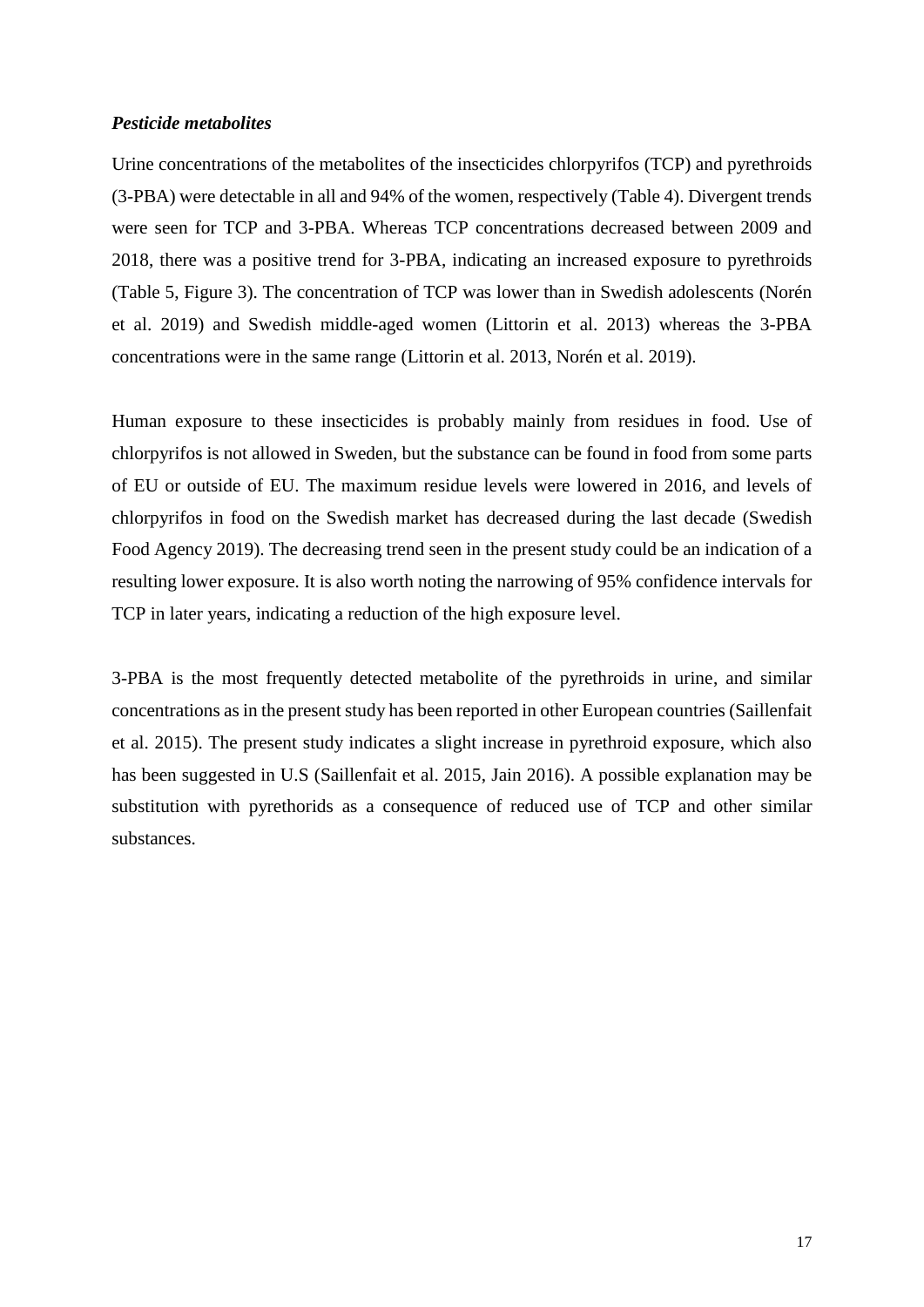### *Pesticide metabolites*

Urine concentrations of the metabolites of the insecticides chlorpyrifos (TCP) and pyrethroids (3-PBA) were detectable in all and 94% of the women, respectively (Table 4). Divergent trends were seen for TCP and 3-PBA. Whereas TCP concentrations decreased between 2009 and 2018, there was a positive trend for 3-PBA, indicating an increased exposure to pyrethroids (Table 5, Figure 3). The concentration of TCP was lower than in Swedish adolescents (Norén et al. 2019) and Swedish middle-aged women (Littorin et al. 2013) whereas the 3-PBA concentrations were in the same range (Littorin et al. 2013, Norén et al. 2019).

Human exposure to these insecticides is probably mainly from residues in food. Use of chlorpyrifos is not allowed in Sweden, but the substance can be found in food from some parts of EU or outside of EU. The maximum residue levels were lowered in 2016, and levels of chlorpyrifos in food on the Swedish market has decreased during the last decade (Swedish Food Agency 2019). The decreasing trend seen in the present study could be an indication of a resulting lower exposure. It is also worth noting the narrowing of 95% confidence intervals for TCP in later years, indicating a reduction of the high exposure level.

3-PBA is the most frequently detected metabolite of the pyrethroids in urine, and similar concentrations as in the present study has been reported in other European countries (Saillenfait et al. 2015). The present study indicates a slight increase in pyrethroid exposure, which also has been suggested in U.S (Saillenfait et al. 2015, Jain 2016). A possible explanation may be substitution with pyrethorids as a consequence of reduced use of TCP and other similar substances.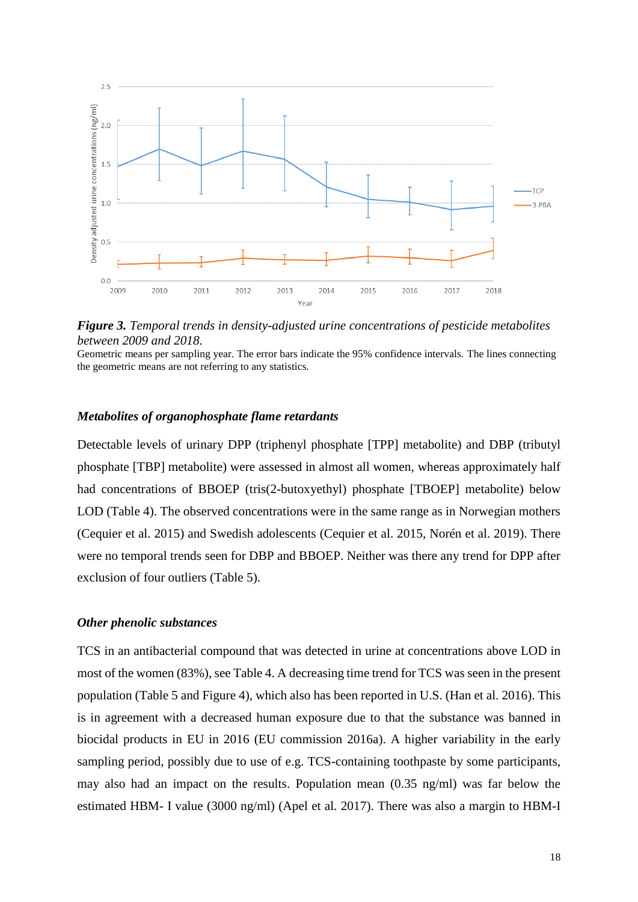*Figure 3. Temporal trends in density-adjusted urine concentrations of pesticide metabolites between 2009 and 2018.*

Geometric means per sampling year. The error bars indicate the 95% confidence intervals. The lines connecting the geometric means are not referring to any statistics.

### *Metabolites of organophosphate flame retardants*

Detectable levels of urinary DPP (triphenyl phosphate [TPP] metabolite) and DBP (tributyl phosphate [TBP] metabolite) were assessed in almost all women, whereas approximately half had concentrations of BBOEP (tris(2-butoxyethyl) phosphate [TBOEP] metabolite) below LOD (Table 4). The observed concentrations were in the same range as in Norwegian mothers (Cequier et al. 2015) and Swedish adolescents (Cequier et al. 2015, Norén et al. 2019). There were no temporal trends seen for DBP and BBOEP. Neither was there any trend for DPP after exclusion of four outliers (Table 5).

### *Other phenolic substances*

TCS in an antibacterial compound that was detected in urine at concentrations above LOD in most of the women (83%), see Table 4. A decreasing time trend for TCS was seen in the present population (Table 5 and Figure 4), which also has been reported in U.S. (Han et al. 2016). This is in agreement with a decreased human exposure due to that the substance was banned in biocidal products in EU in 2016 (EU commission 2016a). A higher variability in the early sampling period, possibly due to use of e.g. TCS-containing toothpaste by some participants, may also had an impact on the results. Population mean (0.35 ng/ml) was far below the estimated HBM- I value (3000 ng/ml) (Apel et al. 2017). There was also a margin to HBM-I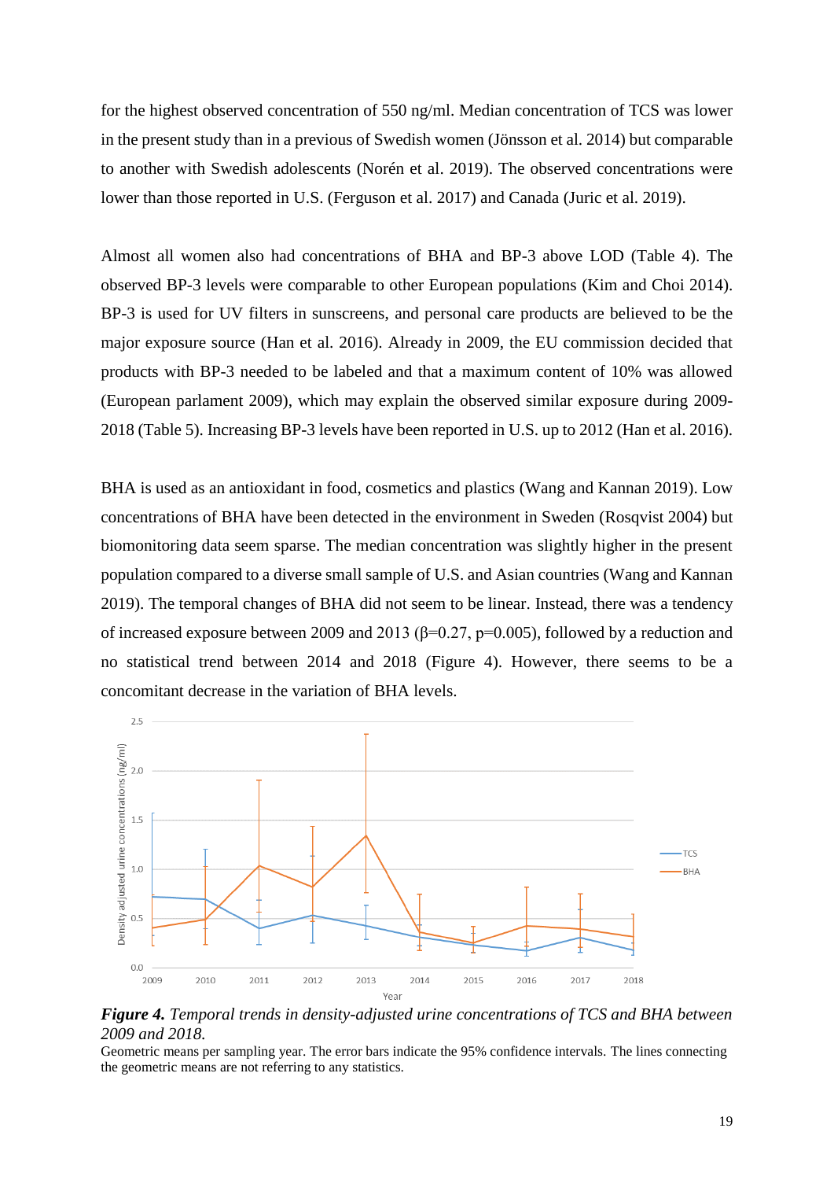for the highest observed concentration of 550 ng/ml. Median concentration of TCS was lower in the present study than in a previous of Swedish women (Jönsson et al. 2014) but comparable to another with Swedish adolescents (Norén et al. 2019). The observed concentrations were lower than those reported in U.S. (Ferguson et al. 2017) and Canada (Juric et al. 2019).

Almost all women also had concentrations of BHA and BP-3 above LOD (Table 4). The observed BP-3 levels were comparable to other European populations (Kim and Choi 2014). BP-3 is used for UV filters in sunscreens, and personal care products are believed to be the major exposure source (Han et al. 2016). Already in 2009, the EU commission decided that products with BP-3 needed to be labeled and that a maximum content of 10% was allowed (European parlament 2009), which may explain the observed similar exposure during 2009-2018 (Table 5). Increasing BP-3 levels have been reported in U.S. up to 2012 (Han et al. 2016).

BHA is used as an antioxidant in food, cosmetics and plastics (Wang and Kannan 2019). Low concentrations of BHA have been detected in the environment in Sweden (Rosqvist 2004) but biomonitoring data seem sparse. The median concentration was slightly higher in the present population compared to a diverse small sample of U.S. and Asian countries (Wang and Kannan 2019). The temporal changes of BHA did not seem to be linear. Instead, there was a tendency of increased exposure between 2009 and 2013 ($\beta$=0.27, p=0.005), followed by a reduction and no statistical trend between 2014 and 2018 (Figure 4). However, there seems to be a concomitant decrease in the variation of BHA levels.

***Figure 4.*** *Temporal trends in density-adjusted urine concentrations of TCS and BHA between 2009 and 2018.*

Geometric means per sampling year. The error bars indicate the 95% confidence intervals. The lines connecting the geometric means are not referring to any statistics.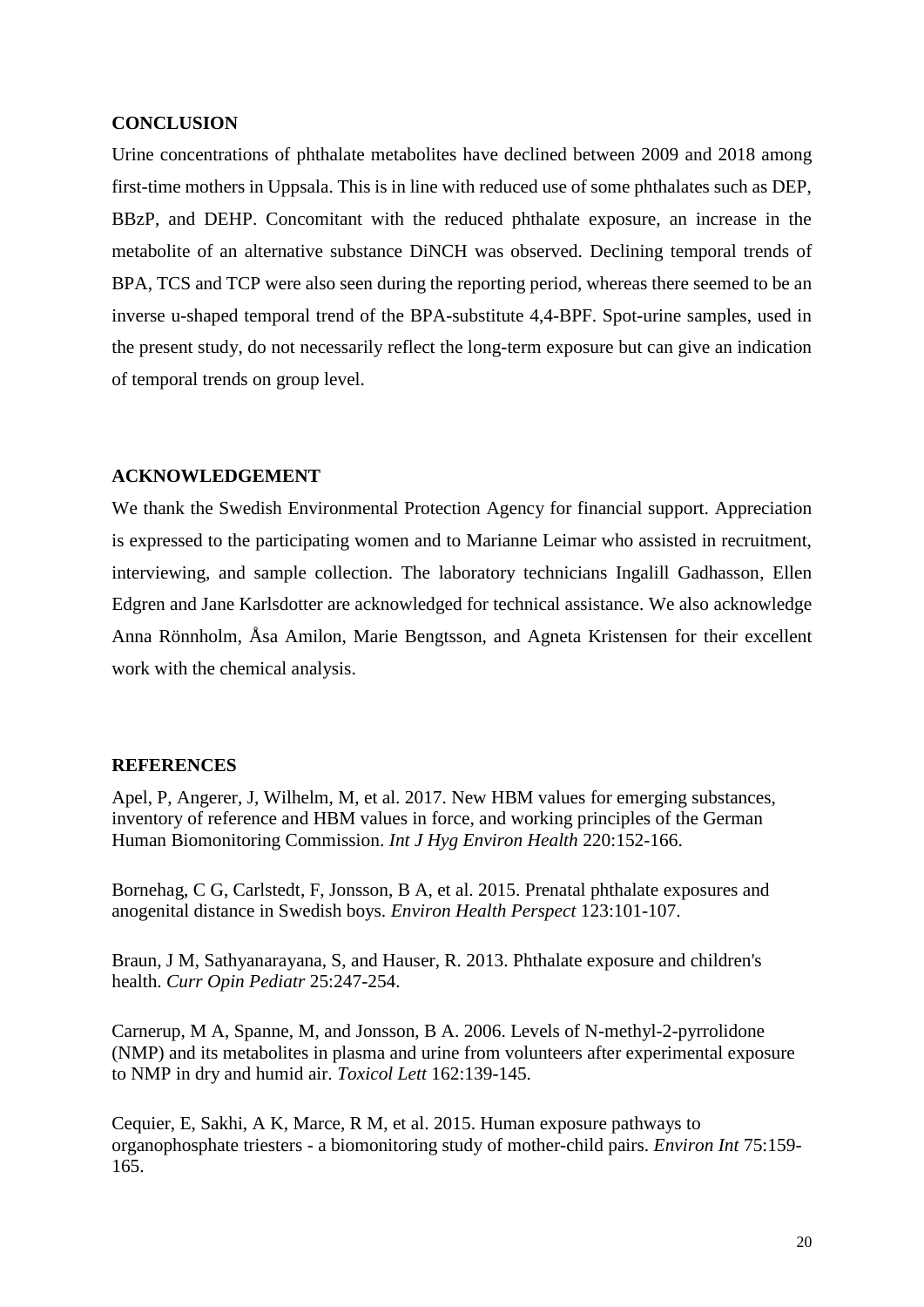## CONCLUSION

Urine concentrations of phthalate metabolites have declined between 2009 and 2018 among first-time mothers in Uppsala. This is in line with reduced use of some phthalates such as DEP, BBzP, and DEHP. Concomitant with the reduced phthalate exposure, an increase in the metabolite of an alternative substance DiNCH was observed. Declining temporal trends of BPA, TCS and TCP were also seen during the reporting period, whereas there seemed to be an inverse u-shaped temporal trend of the BPA-substitute 4,4-BPF. Spot-urine samples, used in the present study, do not necessarily reflect the long-term exposure but can give an indication of temporal trends on group level.

## ACKNOWLEDGEMENT

We thank the Swedish Environmental Protection Agency for financial support. Appreciation is expressed to the participating women and to Marianne Leimar who assisted in recruitment, interviewing, and sample collection. The laboratory technicians Ingalill Gadhasson, Ellen Edgren and Jane Karlsdotter are acknowledged for technical assistance. We also acknowledge Anna Rönnholm, Åsa Amilon, Marie Bengtsson, and Agneta Kristensen for their excellent work with the chemical analysis.

## REFERENCES

Apel, P, Angerer, J, Wilhelm, M, et al. 2017. New HBM values for emerging substances, inventory of reference and HBM values in force, and working principles of the German Human Biomonitoring Commission. *Int J Hyg Environ Health* 220:152-166.

Bornehag, C G, Carlstedt, F, Jonsson, B A, et al. 2015. Prenatal phthalate exposures and anogenital distance in Swedish boys. *Environ Health Perspect* 123:101-107.

Braun, J M, Sathyanarayana, S, and Hauser, R. 2013. Phthalate exposure and children's health. *Curr Opin Pediatr* 25:247-254.

Carnerup, M A, Spanne, M, and Jonsson, B A. 2006. Levels of N-methyl-2-pyrrolidone (NMP) and its metabolites in plasma and urine from volunteers after experimental exposure to NMP in dry and humid air. *Toxicol Lett* 162:139-145.

Cequier, E, Sakhi, A K, Marce, R M, et al. 2015. Human exposure pathways to organophosphate triesters - a biomonitoring study of mother-child pairs. *Environ Int* 75:159-165.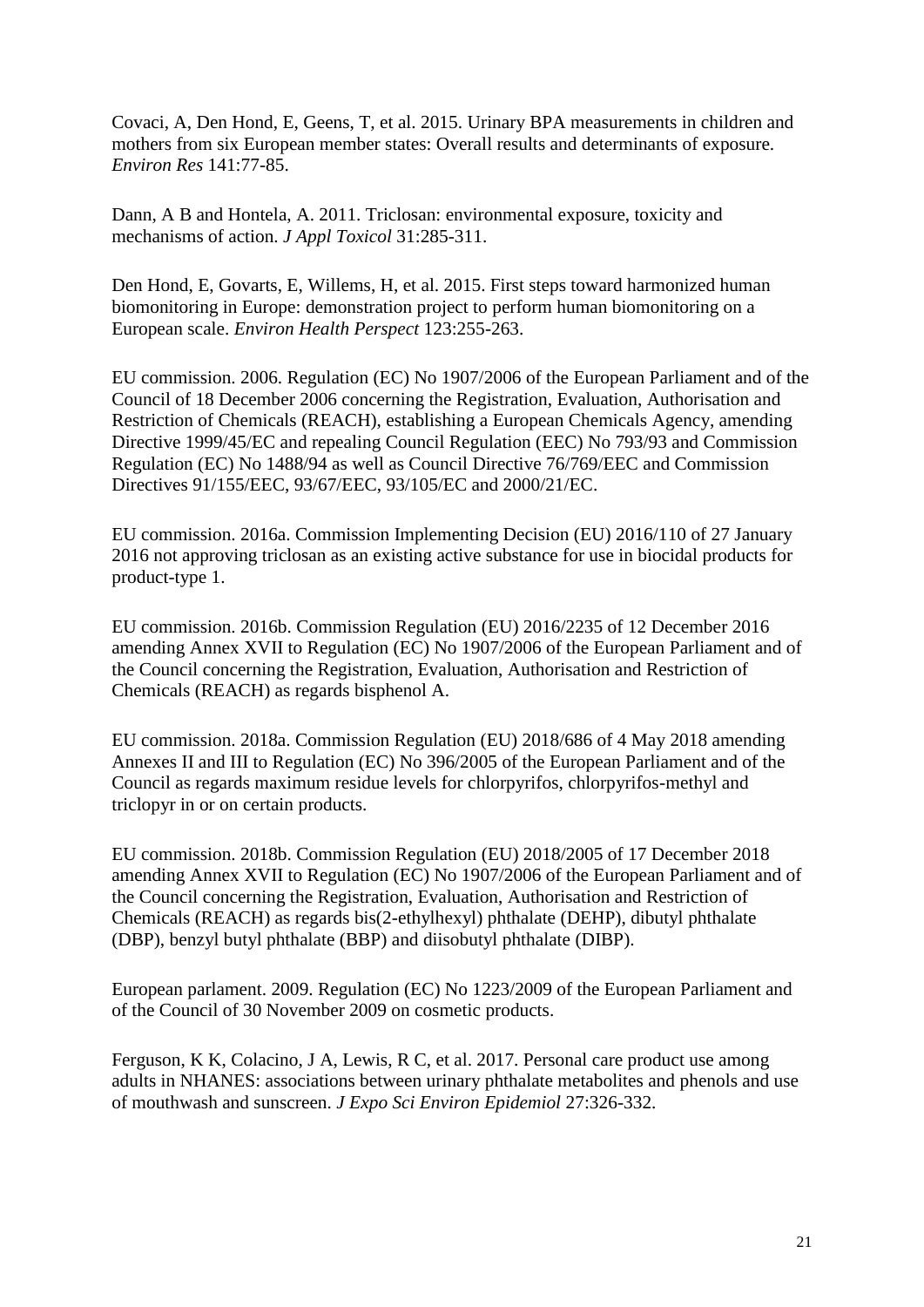Covaci, A, Den Hond, E, Geens, T, et al. 2015. Urinary BPA measurements in children and mothers from six European member states: Overall results and determinants of exposure. *Environ Res* 141:77-85.

Dann, A B and Hontela, A. 2011. Triclosan: environmental exposure, toxicity and mechanisms of action. *J Appl Toxicol* 31:285-311.

Den Hond, E, Govarts, E, Willems, H, et al. 2015. First steps toward harmonized human biomonitoring in Europe: demonstration project to perform human biomonitoring on a European scale. *Environ Health Perspect* 123:255-263.

EU commission. 2006. Regulation (EC) No 1907/2006 of the European Parliament and of the Council of 18 December 2006 concerning the Registration, Evaluation, Authorisation and Restriction of Chemicals (REACH), establishing a European Chemicals Agency, amending Directive 1999/45/EC and repealing Council Regulation (EEC) No 793/93 and Commission Regulation (EC) No 1488/94 as well as Council Directive 76/769/EEC and Commission Directives 91/155/EEC, 93/67/EEC, 93/105/EC and 2000/21/EC.

EU commission. 2016a. Commission Implementing Decision (EU) 2016/110 of 27 January 2016 not approving triclosan as an existing active substance for use in biocidal products for product-type 1.

EU commission. 2016b. Commission Regulation (EU) 2016/2235 of 12 December 2016 amending Annex XVII to Regulation (EC) No 1907/2006 of the European Parliament and of the Council concerning the Registration, Evaluation, Authorisation and Restriction of Chemicals (REACH) as regards bisphenol A.

EU commission. 2018a. Commission Regulation (EU) 2018/686 of 4 May 2018 amending Annexes II and III to Regulation (EC) No 396/2005 of the European Parliament and of the Council as regards maximum residue levels for chlorpyrifos, chlorpyrifos-methyl and triclopyr in or on certain products.

EU commission. 2018b. Commission Regulation (EU) 2018/2005 of 17 December 2018 amending Annex XVII to Regulation (EC) No 1907/2006 of the European Parliament and of the Council concerning the Registration, Evaluation, Authorisation and Restriction of Chemicals (REACH) as regards bis(2-ethylhexyl) phthalate (DEHP), dibutyl phthalate (DBP), benzyl butyl phthalate (BBP) and diisobutyl phthalate (DIBP).

European parlament. 2009. Regulation (EC) No 1223/2009 of the European Parliament and of the Council of 30 November 2009 on cosmetic products.

Ferguson, K K, Colacino, J A, Lewis, R C, et al. 2017. Personal care product use among adults in NHANES: associations between urinary phthalate metabolites and phenols and use of mouthwash and sunscreen. *J Expo Sci Environ Epidemiol* 27:326-332.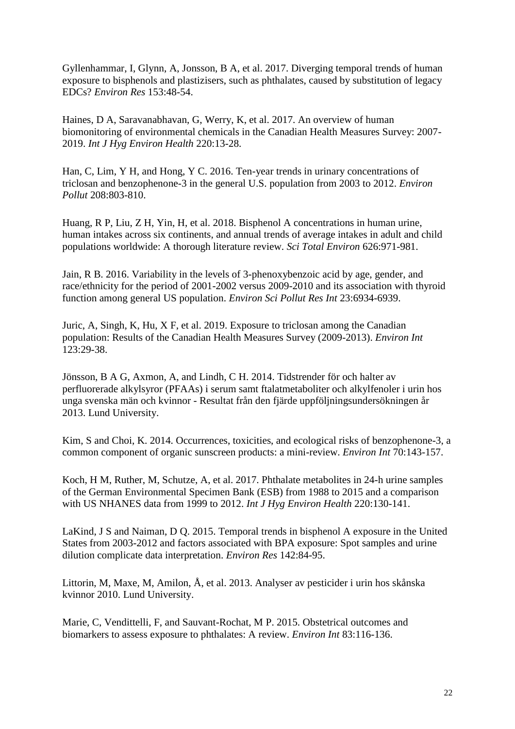Gyllenhammar, I, Glynn, A, Jonsson, B A, et al. 2017. Diverging temporal trends of human exposure to bisphenols and plastizisers, such as phthalates, caused by substitution of legacy EDCs? *Environ Res* 153:48-54.

Haines, D A, Saravanabhavan, G, Werry, K, et al. 2017. An overview of human biomonitoring of environmental chemicals in the Canadian Health Measures Survey: 2007-2019. *Int J Hyg Environ Health* 220:13-28.

Han, C, Lim, Y H, and Hong, Y C. 2016. Ten-year trends in urinary concentrations of triclosan and benzophenone-3 in the general U.S. population from 2003 to 2012. *Environ Pollut* 208:803-810.

Huang, R P, Liu, Z H, Yin, H, et al. 2018. Bisphenol A concentrations in human urine, human intakes across six continents, and annual trends of average intakes in adult and child populations worldwide: A thorough literature review. *Sci Total Environ* 626:971-981.

Jain, R B. 2016. Variability in the levels of 3-phenoxybenzoic acid by age, gender, and race/ethnicity for the period of 2001-2002 versus 2009-2010 and its association with thyroid function among general US population. *Environ Sci Pollut Res Int* 23:6934-6939.

Juric, A, Singh, K, Hu, X F, et al. 2019. Exposure to triclosan among the Canadian population: Results of the Canadian Health Measures Survey (2009-2013). *Environ Int* 123:29-38.

Jönsson, B A G, Axmon, A, and Lindh, C H. 2014. Tidstrender för och halter av perfluorerade alkylsyror (PFAAs) i serum samt ftalatmetaboliter och alkylfenoler i urin hos unga svenska män och kvinnor - Resultat från den fjärde uppföljningsundersökningen år 2013. Lund University.

Kim, S and Choi, K. 2014. Occurrences, toxicities, and ecological risks of benzophenone-3, a common component of organic sunscreen products: a mini-review. *Environ Int* 70:143-157.

Koch, H M, Ruther, M, Schutze, A, et al. 2017. Phthalate metabolites in 24-h urine samples of the German Environmental Specimen Bank (ESB) from 1988 to 2015 and a comparison with US NHANES data from 1999 to 2012. *Int J Hyg Environ Health* 220:130-141.

LaKind, J S and Naiman, D Q. 2015. Temporal trends in bisphenol A exposure in the United States from 2003-2012 and factors associated with BPA exposure: Spot samples and urine dilution complicate data interpretation. *Environ Res* 142:84-95.

Littorin, M, Maxe, M, Amilon, Å, et al. 2013. Analyser av pesticider i urin hos skånska kvinnor 2010. Lund University.

Marie, C, Vendittelli, F, and Sauvant-Rochat, M P. 2015. Obstetrical outcomes and biomarkers to assess exposure to phthalates: A review. *Environ Int* 83:116-136.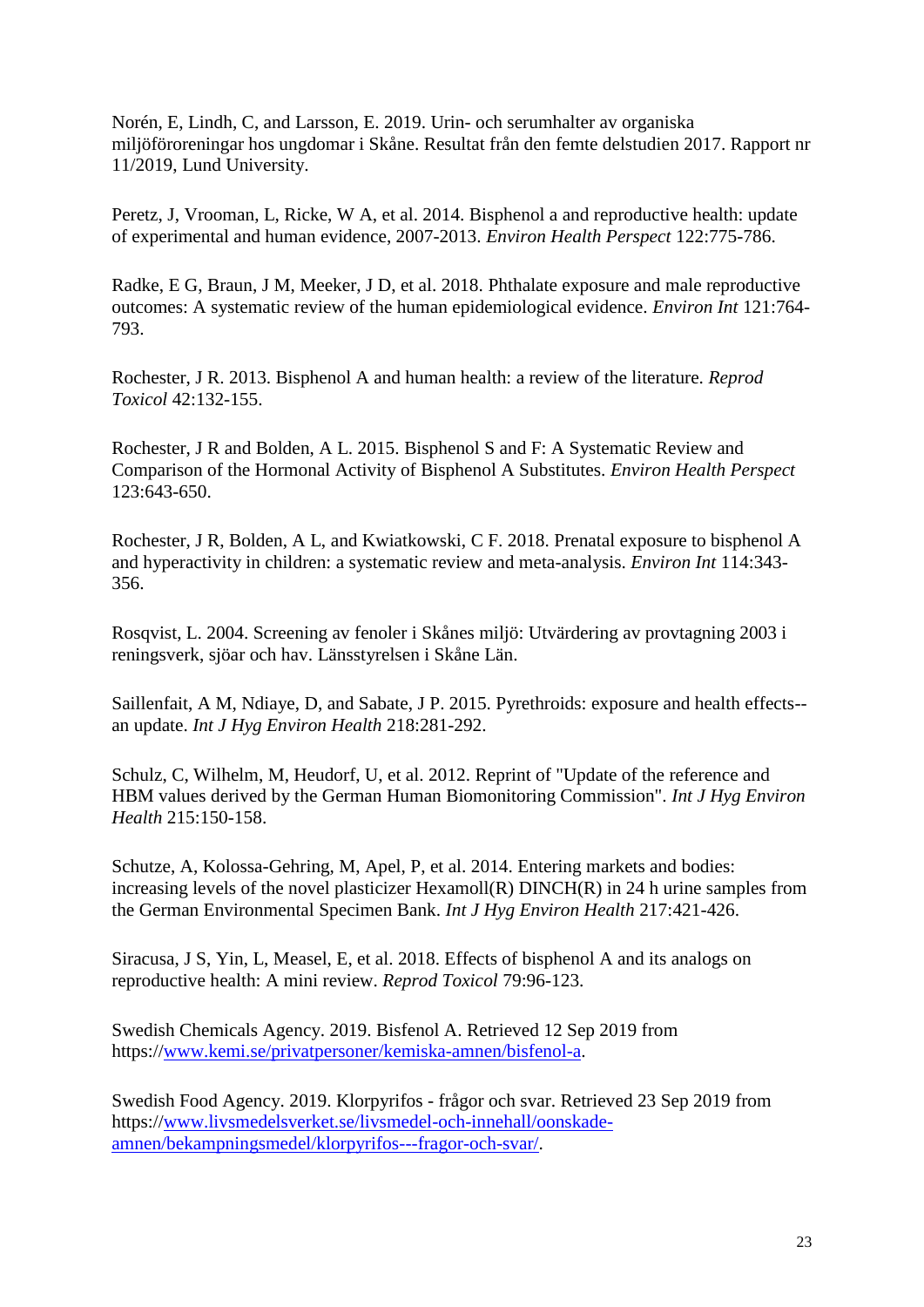Norén, E, Lindh, C, and Larsson, E. 2019. Urin- och serumhalter av organiska miljöföroreningar hos ungdomar i Skåne. Resultat från den femte delstudien 2017. Rapport nr 11/2019, Lund University.

Peretz, J, Vrooman, L, Ricke, W A, et al. 2014. Bisphenol a and reproductive health: update of experimental and human evidence, 2007-2013. *Environ Health Perspect* 122:775-786.

Radke, E G, Braun, J M, Meeker, J D, et al. 2018. Phthalate exposure and male reproductive outcomes: A systematic review of the human epidemiological evidence. *Environ Int* 121:764-793.

Rochester, J R. 2013. Bisphenol A and human health: a review of the literature. *Reprod Toxicol* 42:132-155.

Rochester, J R and Bolden, A L. 2015. Bisphenol S and F: A Systematic Review and Comparison of the Hormonal Activity of Bisphenol A Substitutes. *Environ Health Perspect* 123:643-650.

Rochester, J R, Bolden, A L, and Kwiatkowski, C F. 2018. Prenatal exposure to bisphenol A and hyperactivity in children: a systematic review and meta-analysis. *Environ Int* 114:343-356.

Rosqvist, L. 2004. Screening av fenoler i Skånes miljö: Utvärdering av provtagning 2003 i reningsverk, sjöar och hav. Länsstyrelsen i Skåne Län.

Saillenfait, A M, Ndiaye, D, and Sabate, J P. 2015. Pyrethroids: exposure and health effects--an update. *Int J Hyg Environ Health* 218:281-292.

Schulz, C, Wilhelm, M, Heudorf, U, et al. 2012. Reprint of "Update of the reference and HBM values derived by the German Human Biomonitoring Commission". *Int J Hyg Environ Health* 215:150-158.

Schutze, A, Kolossa-Gehring, M, Apel, P, et al. 2014. Entering markets and bodies: increasing levels of the novel plasticizer Hexamoll(R) DINCH(R) in 24 h urine samples from the German Environmental Specimen Bank. *Int J Hyg Environ Health* 217:421-426.

Siracusa, J S, Yin, L, Measel, E, et al. 2018. Effects of bisphenol A and its analogs on reproductive health: A mini review. *Reprod Toxicol* 79:96-123.

Swedish Chemicals Agency. 2019. Bisfenol A. Retrieved 12 Sep 2019 from https://www.kemi.se/privatpersoner/kemiska-amnen/bisfenol-a.

Swedish Food Agency. 2019. Klorpyrifos - frågor och svar. Retrieved 23 Sep 2019 from https://www.livsmedelsverket.se/livsmedel-och-innehall/oonskade-amnen/bekampningsmedel/klorpyrifos---fragor-och-svar/.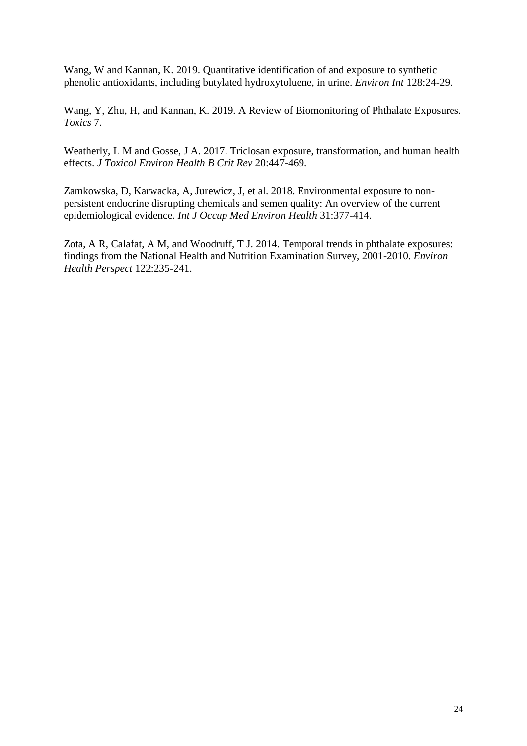Wang, W and Kannan, K. 2019. Quantitative identification of and exposure to synthetic phenolic antioxidants, including butylated hydroxytoluene, in urine. *Environ Int* 128:24-29.

Wang, Y, Zhu, H, and Kannan, K. 2019. A Review of Biomonitoring of Phthalate Exposures. *Toxics* 7.

Weatherly, L M and Gosse, J A. 2017. Triclosan exposure, transformation, and human health effects. *J Toxicol Environ Health B Crit Rev* 20:447-469.

Zamkowska, D, Karwacka, A, Jurewicz, J, et al. 2018. Environmental exposure to non-persistent endocrine disrupting chemicals and semen quality: An overview of the current epidemiological evidence. *Int J Occup Med Environ Health* 31:377-414.

Zota, A R, Calafat, A M, and Woodruff, T J. 2014. Temporal trends in phthalate exposures: findings from the National Health and Nutrition Examination Survey, 2001-2010. *Environ Health Perspect* 122:235-241.